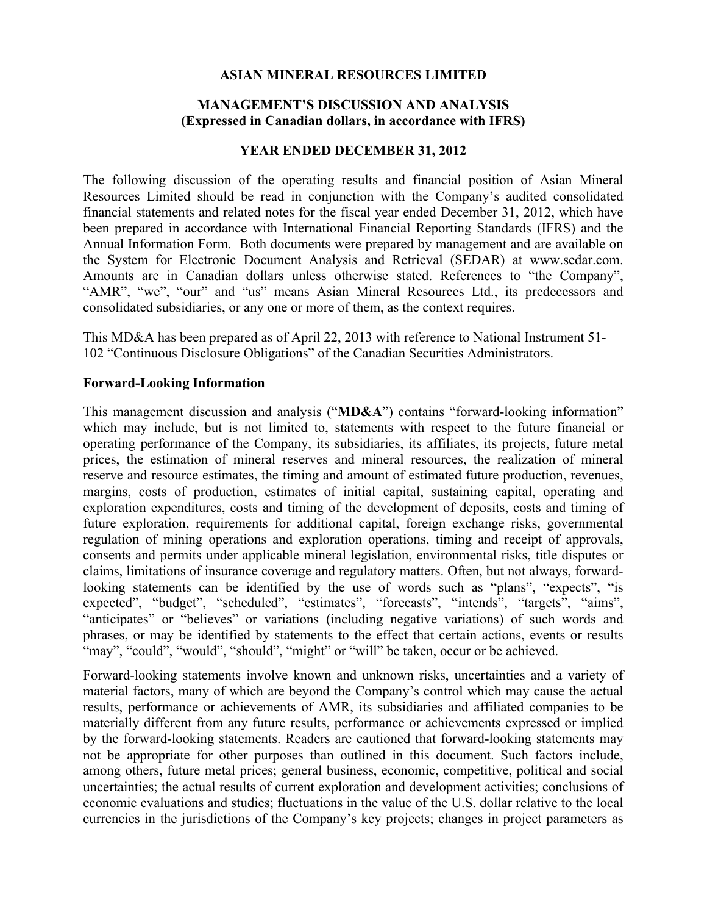# ASIAN MINERAL RESOURCES LIMITED

## MANAGEMENT'S DISCUSSION AND ANALYSIS
## (Expressed in Canadian dollars, in accordance with IFRS)

### YEAR ENDED DECEMBER 31, 2012

The following discussion of the operating results and financial position of Asian Mineral Resources Limited should be read in conjunction with the Company's audited consolidated financial statements and related notes for the fiscal year ended December 31, 2012, which have been prepared in accordance with International Financial Reporting Standards (IFRS) and the Annual Information Form. Both documents were prepared by management and are available on the System for Electronic Document Analysis and Retrieval (SEDAR) at www.sedar.com. Amounts are in Canadian dollars unless otherwise stated. References to "the Company", "AMR", "we", "our" and "us" means Asian Mineral Resources Ltd., its predecessors and consolidated subsidiaries, or any one or more of them, as the context requires.

This MD&A has been prepared as of April 22, 2013 with reference to National Instrument 51-102 "Continuous Disclosure Obligations" of the Canadian Securities Administrators.

**Forward-Looking Information**

This management discussion and analysis ("**MD&A**") contains "forward-looking information" which may include, but is not limited to, statements with respect to the future financial or operating performance of the Company, its subsidiaries, its affiliates, its projects, future metal prices, the estimation of mineral reserves and mineral resources, the realization of mineral reserve and resource estimates, the timing and amount of estimated future production, revenues, margins, costs of production, estimates of initial capital, sustaining capital, operating and exploration expenditures, costs and timing of the development of deposits, costs and timing of future exploration, requirements for additional capital, foreign exchange risks, governmental regulation of mining operations and exploration operations, timing and receipt of approvals, consents and permits under applicable mineral legislation, environmental risks, title disputes or claims, limitations of insurance coverage and regulatory matters. Often, but not always, forward-looking statements can be identified by the use of words such as "plans", "expects", "is expected", "budget", "scheduled", "estimates", "forecasts", "intends", "targets", "aims", "anticipates" or "believes" or variations (including negative variations) of such words and phrases, or may be identified by statements to the effect that certain actions, events or results "may", "could", "would", "should", "might" or "will" be taken, occur or be achieved.

Forward-looking statements involve known and unknown risks, uncertainties and a variety of material factors, many of which are beyond the Company's control which may cause the actual results, performance or achievements of AMR, its subsidiaries and affiliated companies to be materially different from any future results, performance or achievements expressed or implied by the forward-looking statements. Readers are cautioned that forward-looking statements may not be appropriate for other purposes than outlined in this document. Such factors include, among others, future metal prices; general business, economic, competitive, political and social uncertainties; the actual results of current exploration and development activities; conclusions of economic evaluations and studies; fluctuations in the value of the U.S. dollar relative to the local currencies in the jurisdictions of the Company's key projects; changes in project parameters as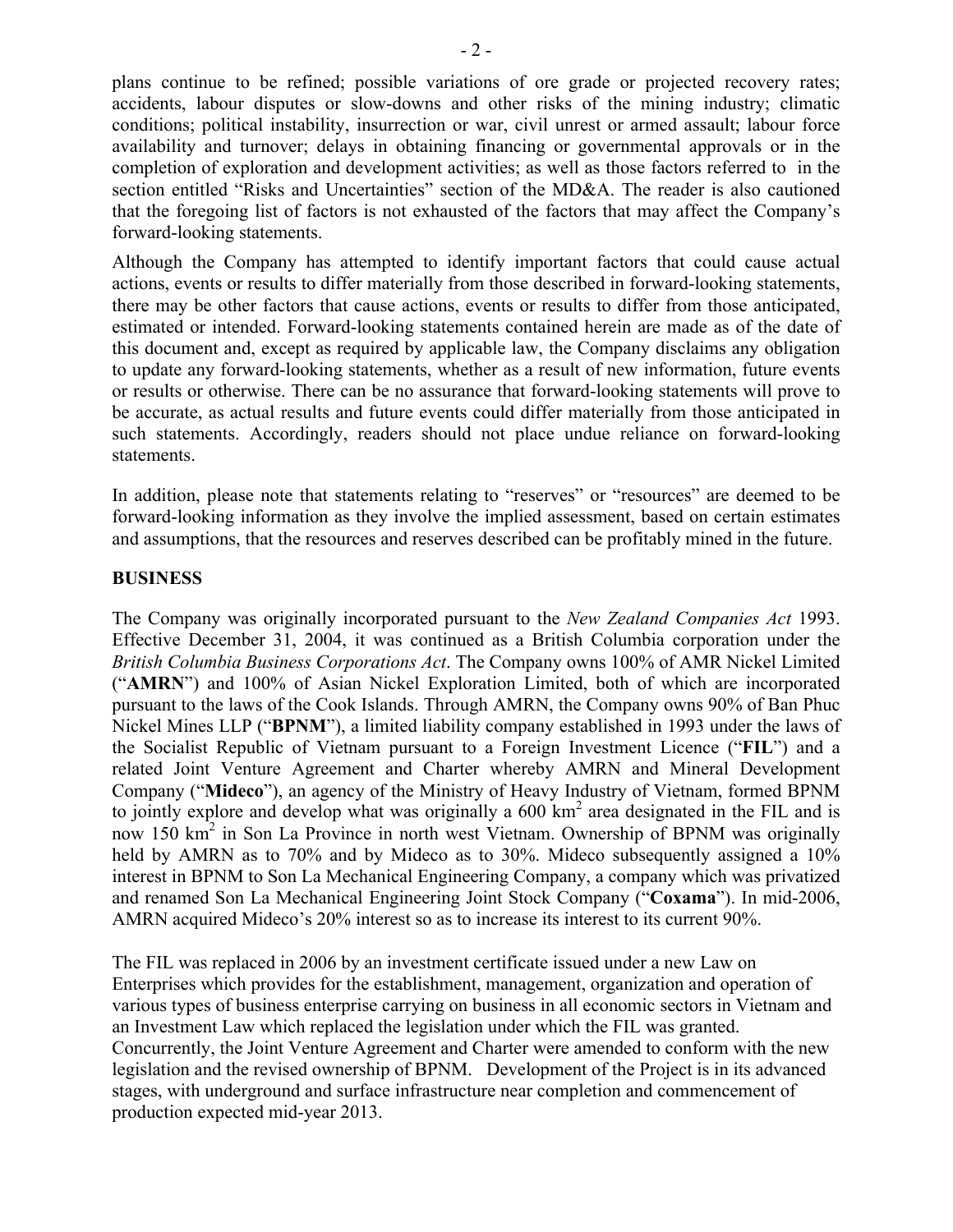plans continue to be refined; possible variations of ore grade or projected recovery rates; accidents, labour disputes or slow-downs and other risks of the mining industry; climatic conditions; political instability, insurrection or war, civil unrest or armed assault; labour force availability and turnover; delays in obtaining financing or governmental approvals or in the completion of exploration and development activities; as well as those factors referred to in the section entitled "Risks and Uncertainties" section of the MD&A. The reader is also cautioned that the foregoing list of factors is not exhausted of the factors that may affect the Company's forward-looking statements.

Although the Company has attempted to identify important factors that could cause actual actions, events or results to differ materially from those described in forward-looking statements, there may be other factors that cause actions, events or results to differ from those anticipated, estimated or intended. Forward-looking statements contained herein are made as of the date of this document and, except as required by applicable law, the Company disclaims any obligation to update any forward-looking statements, whether as a result of new information, future events or results or otherwise. There can be no assurance that forward-looking statements will prove to be accurate, as actual results and future events could differ materially from those anticipated in such statements. Accordingly, readers should not place undue reliance on forward-looking statements.

In addition, please note that statements relating to "reserves" or "resources" are deemed to be forward-looking information as they involve the implied assessment, based on certain estimates and assumptions, that the resources and reserves described can be profitably mined in the future.

## BUSINESS

The Company was originally incorporated pursuant to the *New Zealand Companies Act* 1993. Effective December 31, 2004, it was continued as a British Columbia corporation under the *British Columbia Business Corporations Act*. The Company owns 100% of AMR Nickel Limited ("**AMRN**") and 100% of Asian Nickel Exploration Limited, both of which are incorporated pursuant to the laws of the Cook Islands. Through AMRN, the Company owns 90% of Ban Phuc Nickel Mines LLP ("**BPNM**"), a limited liability company established in 1993 under the laws of the Socialist Republic of Vietnam pursuant to a Foreign Investment Licence ("**FIL**") and a related Joint Venture Agreement and Charter whereby AMRN and Mineral Development Company ("**Mideco**"), an agency of the Ministry of Heavy Industry of Vietnam, formed BPNM to jointly explore and develop what was originally a 600 km$^2$ area designated in the FIL and is now 150 km$^2$ in Son La Province in north west Vietnam. Ownership of BPNM was originally held by AMRN as to 70% and by Mideco as to 30%. Mideco subsequently assigned a 10% interest in BPNM to Son La Mechanical Engineering Company, a company which was privatized and renamed Son La Mechanical Engineering Joint Stock Company ("**Coxama**"). In mid-2006, AMRN acquired Mideco's 20% interest so as to increase its interest to its current 90%.

The FIL was replaced in 2006 by an investment certificate issued under a new Law on Enterprises which provides for the establishment, management, organization and operation of various types of business enterprise carrying on business in all economic sectors in Vietnam and an Investment Law which replaced the legislation under which the FIL was granted. Concurrently, the Joint Venture Agreement and Charter were amended to conform with the new legislation and the revised ownership of BPNM. Development of the Project is in its advanced stages, with underground and surface infrastructure near completion and commencement of production expected mid-year 2013.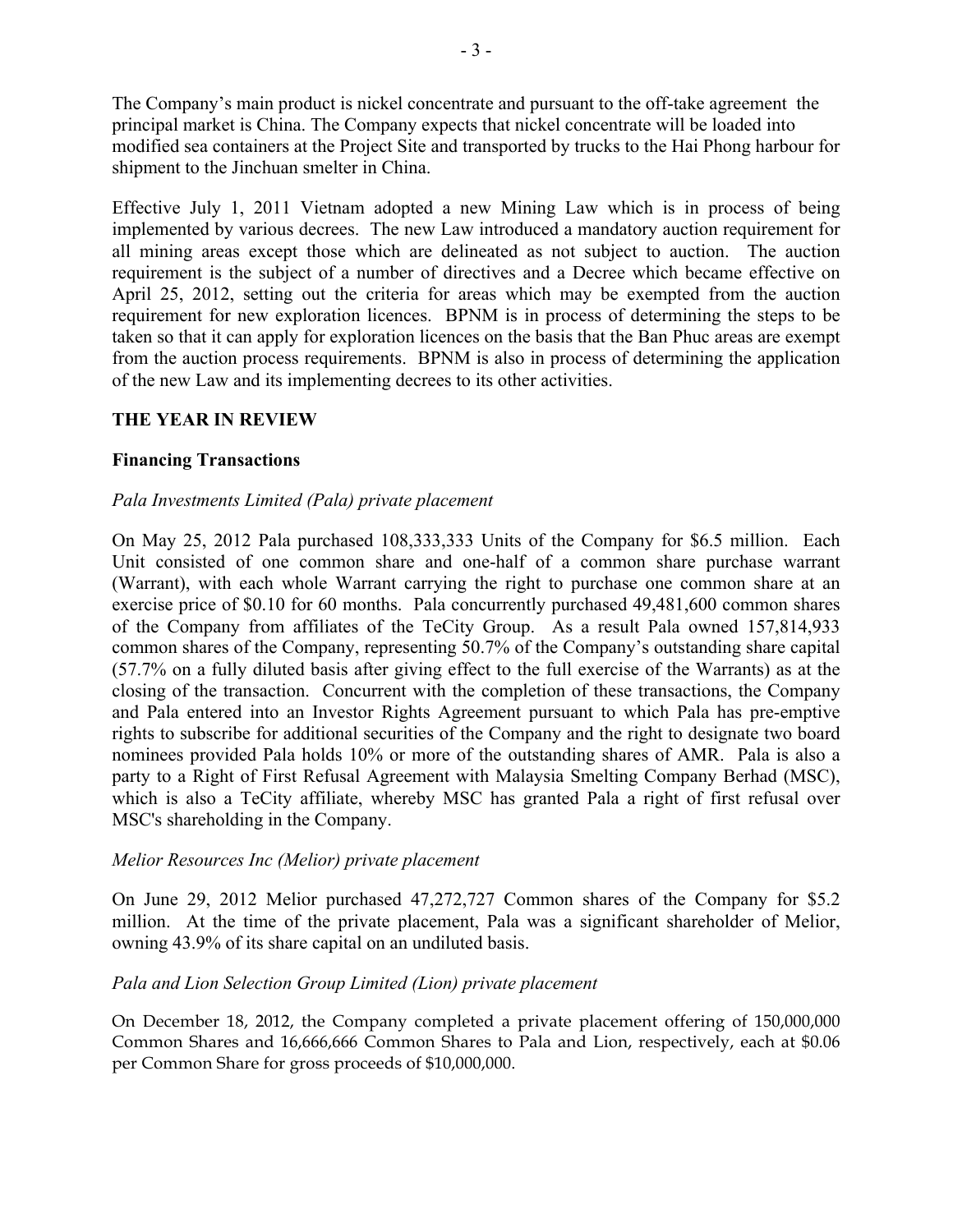The Company's main product is nickel concentrate and pursuant to the off-take agreement the principal market is China. The Company expects that nickel concentrate will be loaded into modified sea containers at the Project Site and transported by trucks to the Hai Phong harbour for shipment to the Jinchuan smelter in China.

Effective July 1, 2011 Vietnam adopted a new Mining Law which is in process of being implemented by various decrees. The new Law introduced a mandatory auction requirement for all mining areas except those which are delineated as not subject to auction. The auction requirement is the subject of a number of directives and a Decree which became effective on April 25, 2012, setting out the criteria for areas which may be exempted from the auction requirement for new exploration licences. BPNM is in process of determining the steps to be taken so that it can apply for exploration licences on the basis that the Ban Phuc areas are exempt from the auction process requirements. BPNM is also in process of determining the application of the new Law and its implementing decrees to its other activities.

## THE YEAR IN REVIEW

### Financing Transactions

*Pala Investments Limited (Pala) private placement*

On May 25, 2012 Pala purchased 108,333,333 Units of the Company for $6.5 million. Each Unit consisted of one common share and one-half of a common share purchase warrant (Warrant), with each whole Warrant carrying the right to purchase one common share at an exercise price of $0.10 for 60 months. Pala concurrently purchased 49,481,600 common shares of the Company from affiliates of the TeCity Group. As a result Pala owned 157,814,933 common shares of the Company, representing 50.7% of the Company's outstanding share capital (57.7% on a fully diluted basis after giving effect to the full exercise of the Warrants) as at the closing of the transaction. Concurrent with the completion of these transactions, the Company and Pala entered into an Investor Rights Agreement pursuant to which Pala has pre-emptive rights to subscribe for additional securities of the Company and the right to designate two board nominees provided Pala holds 10% or more of the outstanding shares of AMR. Pala is also a party to a Right of First Refusal Agreement with Malaysia Smelting Company Berhad (MSC), which is also a TeCity affiliate, whereby MSC has granted Pala a right of first refusal over MSC's shareholding in the Company.

*Melior Resources Inc (Melior) private placement*

On June 29, 2012 Melior purchased 47,272,727 Common shares of the Company for $5.2 million. At the time of the private placement, Pala was a significant shareholder of Melior, owning 43.9% of its share capital on an undiluted basis.

*Pala and Lion Selection Group Limited (Lion) private placement*

On December 18, 2012, the Company completed a private placement offering of 150,000,000 Common Shares and 16,666,666 Common Shares to Pala and Lion, respectively, each at $0.06 per Common Share for gross proceeds of $10,000,000.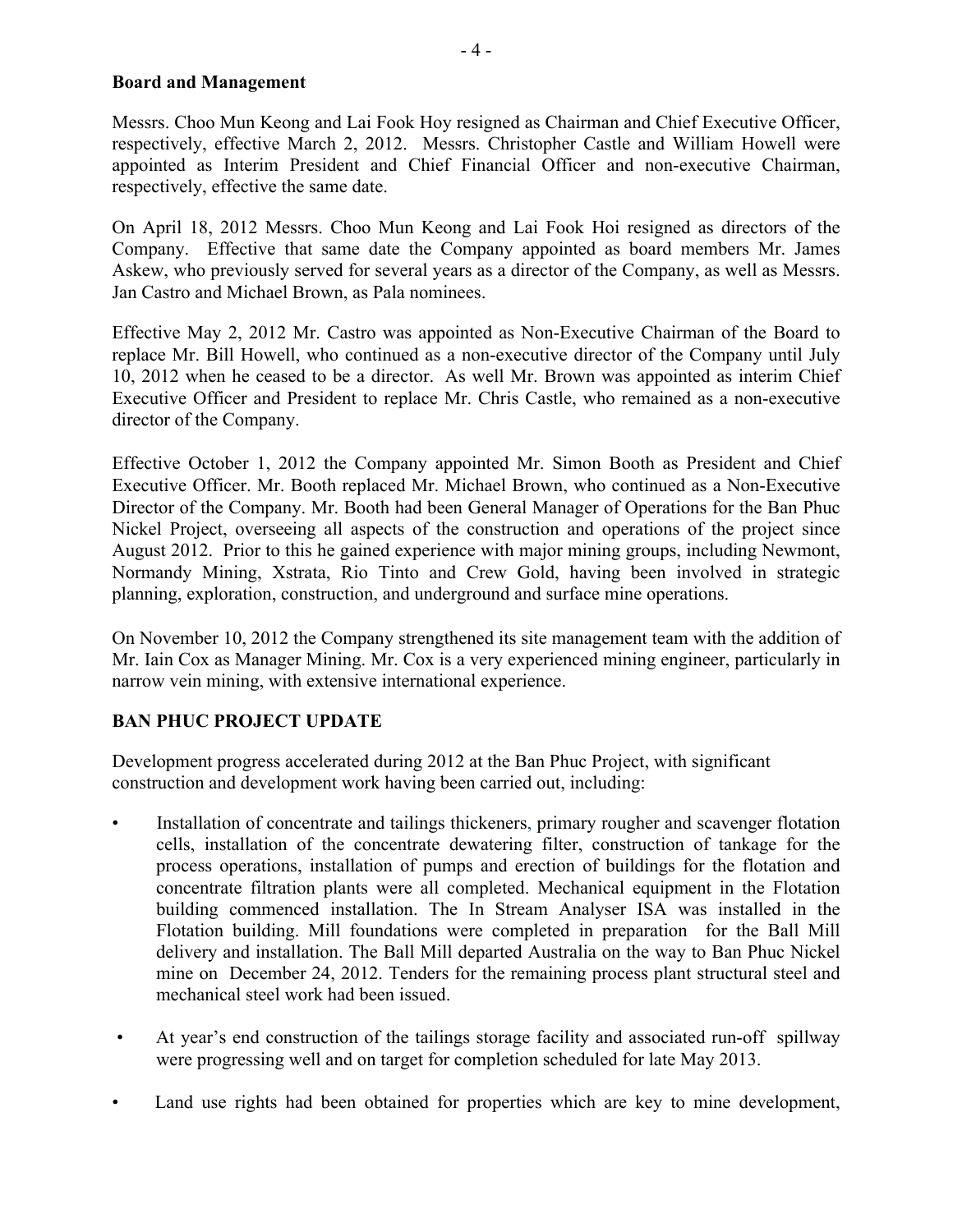**Board and Management**

Messrs. Choo Mun Keong and Lai Fook Hoy resigned as Chairman and Chief Executive Officer, respectively, effective March 2, 2012. Messrs. Christopher Castle and William Howell were appointed as Interim President and Chief Financial Officer and non-executive Chairman, respectively, effective the same date.

On April 18, 2012 Messrs. Choo Mun Keong and Lai Fook Hoi resigned as directors of the Company. Effective that same date the Company appointed as board members Mr. James Askew, who previously served for several years as a director of the Company, as well as Messrs. Jan Castro and Michael Brown, as Pala nominees.

Effective May 2, 2012 Mr. Castro was appointed as Non-Executive Chairman of the Board to replace Mr. Bill Howell, who continued as a non-executive director of the Company until July 10, 2012 when he ceased to be a director. As well Mr. Brown was appointed as interim Chief Executive Officer and President to replace Mr. Chris Castle, who remained as a non-executive director of the Company.

Effective October 1, 2012 the Company appointed Mr. Simon Booth as President and Chief Executive Officer. Mr. Booth replaced Mr. Michael Brown, who continued as a Non-Executive Director of the Company. Mr. Booth had been General Manager of Operations for the Ban Phuc Nickel Project, overseeing all aspects of the construction and operations of the project since August 2012. Prior to this he gained experience with major mining groups, including Newmont, Normandy Mining, Xstrata, Rio Tinto and Crew Gold, having been involved in strategic planning, exploration, construction, and underground and surface mine operations.

On November 10, 2012 the Company strengthened its site management team with the addition of Mr. Iain Cox as Manager Mining. Mr. Cox is a very experienced mining engineer, particularly in narrow vein mining, with extensive international experience.

**BAN PHUC PROJECT UPDATE**

Development progress accelerated during 2012 at the Ban Phuc Project, with significant construction and development work having been carried out, including:

- Installation of concentrate and tailings thickeners, primary rougher and scavenger flotation cells, installation of the concentrate dewatering filter, construction of tankage for the process operations, installation of pumps and erection of buildings for the flotation and concentrate filtration plants were all completed. Mechanical equipment in the Flotation building commenced installation. The In Stream Analyser ISA was installed in the Flotation building. Mill foundations were completed in preparation for the Ball Mill delivery and installation. The Ball Mill departed Australia on the way to Ban Phuc Nickel mine on December 24, 2012. Tenders for the remaining process plant structural steel and mechanical steel work had been issued.

- At year's end construction of the tailings storage facility and associated run-off spillway were progressing well and on target for completion scheduled for late May 2013.

- Land use rights had been obtained for properties which are key to mine development,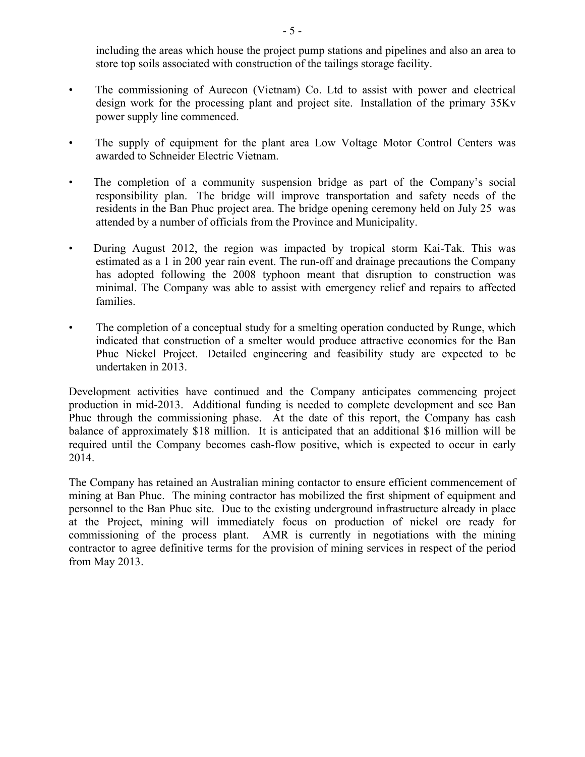including the areas which house the project pump stations and pipelines and also an area to store top soils associated with construction of the tailings storage facility.

- The commissioning of Aurecon (Vietnam) Co. Ltd to assist with power and electrical design work for the processing plant and project site. Installation of the primary 35Kv power supply line commenced.

- The supply of equipment for the plant area Low Voltage Motor Control Centers was awarded to Schneider Electric Vietnam.

- The completion of a community suspension bridge as part of the Company's social responsibility plan. The bridge will improve transportation and safety needs of the residents in the Ban Phuc project area. The bridge opening ceremony held on July 25 was attended by a number of officials from the Province and Municipality.

- During August 2012, the region was impacted by tropical storm Kai-Tak. This was estimated as a 1 in 200 year rain event. The run-off and drainage precautions the Company has adopted following the 2008 typhoon meant that disruption to construction was minimal. The Company was able to assist with emergency relief and repairs to affected families.

- The completion of a conceptual study for a smelting operation conducted by Runge, which indicated that construction of a smelter would produce attractive economics for the Ban Phuc Nickel Project. Detailed engineering and feasibility study are expected to be undertaken in 2013.

Development activities have continued and the Company anticipates commencing project production in mid-2013. Additional funding is needed to complete development and see Ban Phuc through the commissioning phase. At the date of this report, the Company has cash balance of approximately $18 million. It is anticipated that an additional $16 million will be required until the Company becomes cash-flow positive, which is expected to occur in early 2014.

The Company has retained an Australian mining contactor to ensure efficient commencement of mining at Ban Phuc. The mining contractor has mobilized the first shipment of equipment and personnel to the Ban Phuc site. Due to the existing underground infrastructure already in place at the Project, mining will immediately focus on production of nickel ore ready for commissioning of the process plant. AMR is currently in negotiations with the mining contractor to agree definitive terms for the provision of mining services in respect of the period from May 2013.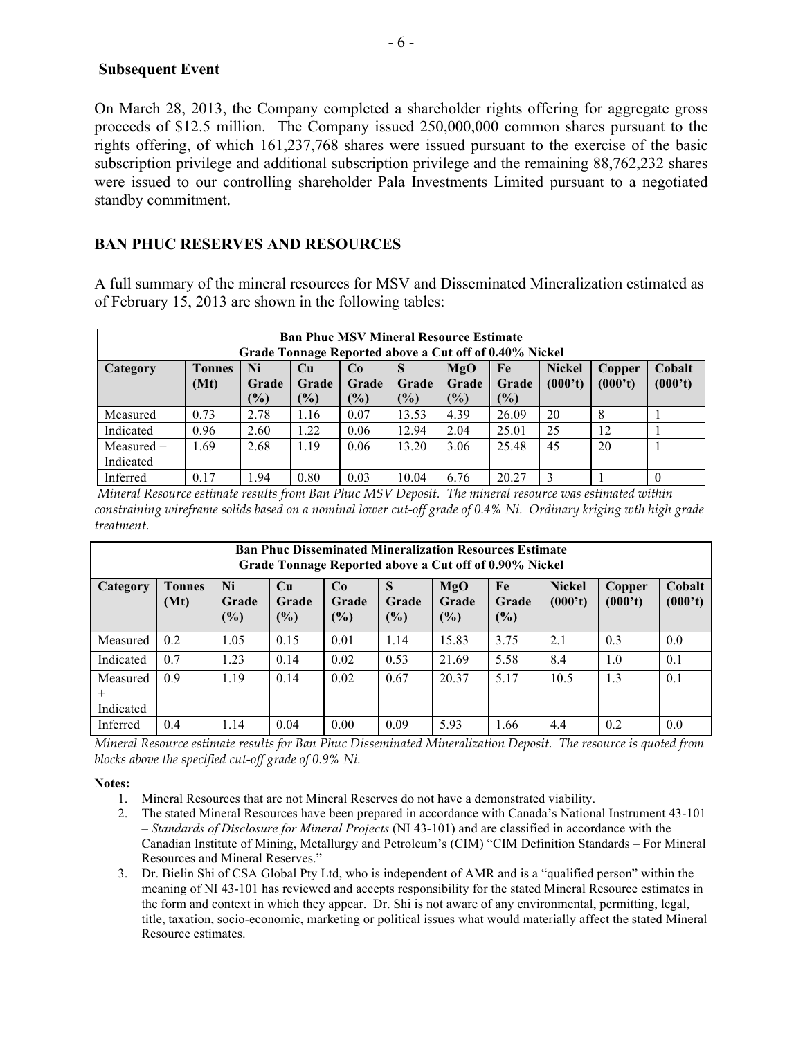**Subsequent Event**

On March 28, 2013, the Company completed a shareholder rights offering for aggregate gross proceeds of $12.5 million. The Company issued 250,000,000 common shares pursuant to the rights offering, of which 161,237,768 shares were issued pursuant to the exercise of the basic subscription privilege and additional subscription privilege and the remaining 88,762,232 shares were issued to our controlling shareholder Pala Investments Limited pursuant to a negotiated standby commitment.

## BAN PHUC RESERVES AND RESOURCES

A full summary of the mineral resources for MSV and Disseminated Mineralization estimated as of February 15, 2013 are shown in the following tables:

| Ban Phuc MSV Mineral Resource Estimate<br>Grade Tonnage Reported above a Cut off of 0.40% Nickel | | | | | | | | | | |
|---|---|---|---|---|---|---|---|---|---|---|
| **Category** | **Tonnes (Mt)** | **Ni Grade (%)** | **Cu Grade (%)** | **Co Grade (%)** | **S Grade (%)** | **MgO Grade (%)** | **Fe Grade (%)** | **Nickel (000't)** | **Copper (000't)** | **Cobalt (000't)** |
| Measured | 0.73 | 2.78 | 1.16 | 0.07 | 13.53 | 4.39 | 26.09 | 20 | 8 | 1 |
| Indicated | 0.96 | 2.60 | 1.22 | 0.06 | 12.94 | 2.04 | 25.01 | 25 | 12 | 1 |
| Measured + Indicated | 1.69 | 2.68 | 1.19 | 0.06 | 13.20 | 3.06 | 25.48 | 45 | 20 | 1 |
| Inferred | 0.17 | 1.94 | 0.80 | 0.03 | 10.04 | 6.76 | 20.27 | 3 | 1 | 0 |

*Mineral Resource estimate results from Ban Phuc MSV Deposit. The mineral resource was estimated within constraining wireframe solids based on a nominal lower cut-off grade of 0.4% Ni. Ordinary kriging wth high grade treatment.*

| Ban Phuc Disseminated Mineralization Resources Estimate<br>Grade Tonnage Reported above a Cut off of 0.90% Nickel | | | | | | | | | | |
|---|---|---|---|---|---|---|---|---|---|---|
| **Category** | **Tonnes (Mt)** | **Ni Grade (%)** | **Cu Grade (%)** | **Co Grade (%)** | **S Grade (%)** | **MgO Grade (%)** | **Fe Grade (%)** | **Nickel (000't)** | **Copper (000't)** | **Cobalt (000't)** |
| Measured | 0.2 | 1.05 | 0.15 | 0.01 | 1.14 | 15.83 | 3.75 | 2.1 | 0.3 | 0.0 |
| Indicated | 0.7 | 1.23 | 0.14 | 0.02 | 0.53 | 21.69 | 5.58 | 8.4 | 1.0 | 0.1 |
| Measured + Indicated | 0.9 | 1.19 | 0.14 | 0.02 | 0.67 | 20.37 | 5.17 | 10.5 | 1.3 | 0.1 |
| Inferred | 0.4 | 1.14 | 0.04 | 0.00 | 0.09 | 5.93 | 1.66 | 4.4 | 0.2 | 0.0 |

*Mineral Resource estimate results for Ban Phuc Disseminated Mineralization Deposit. The resource is quoted from blocks above the specified cut-off grade of 0.9% Ni.*

**Notes:**

1. Mineral Resources that are not Mineral Reserves do not have a demonstrated viability.
2. The stated Mineral Resources have been prepared in accordance with Canada's National Instrument 43-101 – *Standards of Disclosure for Mineral Projects* (NI 43-101) and are classified in accordance with the Canadian Institute of Mining, Metallurgy and Petroleum's (CIM) "CIM Definition Standards – For Mineral Resources and Mineral Reserves."
3. Dr. Bielin Shi of CSA Global Pty Ltd, who is independent of AMR and is a "qualified person" within the meaning of NI 43-101 has reviewed and accepts responsibility for the stated Mineral Resource estimates in the form and context in which they appear. Dr. Shi is not aware of any environmental, permitting, legal, title, taxation, socio-economic, marketing or political issues what would materially affect the stated Mineral Resource estimates.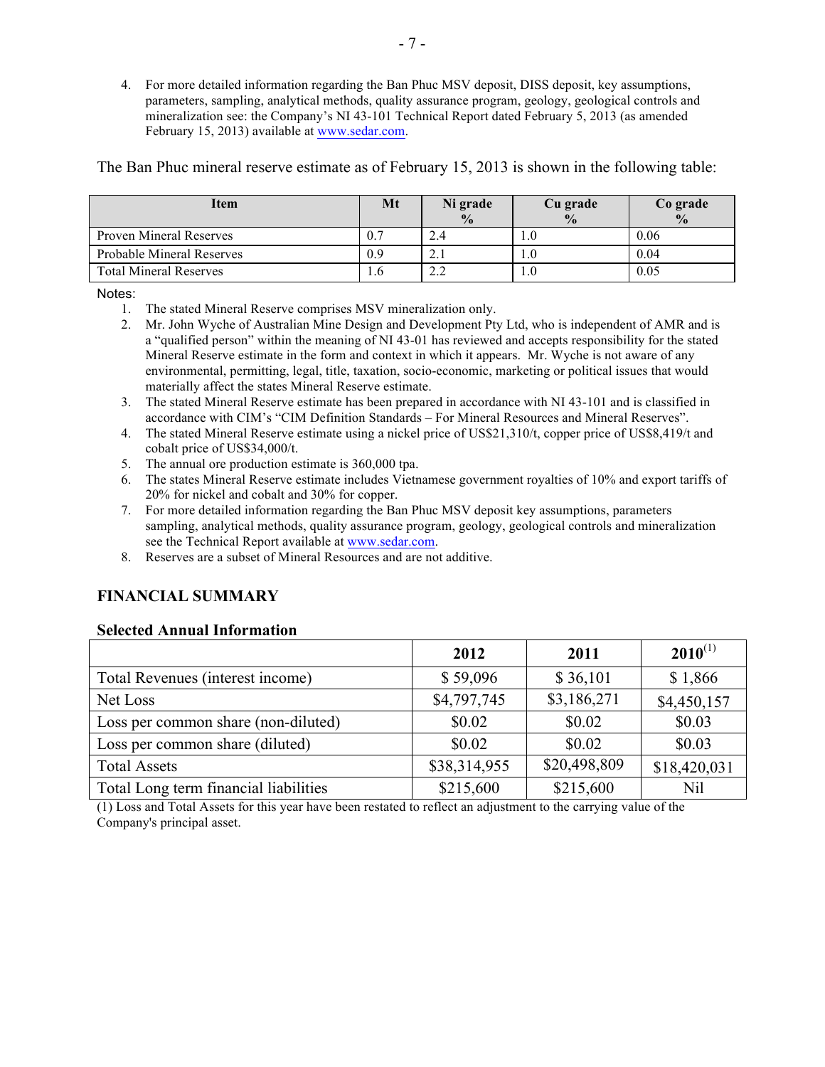4. For more detailed information regarding the Ban Phuc MSV deposit, DISS deposit, key assumptions, parameters, sampling, analytical methods, quality assurance program, geology, geological controls and mineralization see: the Company's NI 43-101 Technical Report dated February 5, 2013 (as amended February 15, 2013) available at www.sedar.com.

The Ban Phuc mineral reserve estimate as of February 15, 2013 is shown in the following table:

| Item | Mt | Ni grade % | Cu grade % | Co grade % |
|---|---|---|---|---|
| Proven Mineral Reserves | 0.7 | 2.4 | 1.0 | 0.06 |
| Probable Mineral Reserves | 0.9 | 2.1 | 1.0 | 0.04 |
| Total Mineral Reserves | 1.6 | 2.2 | 1.0 | 0.05 |

Notes:

1. The stated Mineral Reserve comprises MSV mineralization only.
2. Mr. John Wyche of Australian Mine Design and Development Pty Ltd, who is independent of AMR and is a "qualified person" within the meaning of NI 43-01 has reviewed and accepts responsibility for the stated Mineral Reserve estimate in the form and context in which it appears. Mr. Wyche is not aware of any environmental, permitting, legal, title, taxation, socio-economic, marketing or political issues that would materially affect the states Mineral Reserve estimate.
3. The stated Mineral Reserve estimate has been prepared in accordance with NI 43-101 and is classified in accordance with CIM's "CIM Definition Standards – For Mineral Resources and Mineral Reserves".
4. The stated Mineral Reserve estimate using a nickel price of US$21,310/t, copper price of US$8,419/t and cobalt price of US$34,000/t.
5. The annual ore production estimate is 360,000 tpa.
6. The states Mineral Reserve estimate includes Vietnamese government royalties of 10% and export tariffs of 20% for nickel and cobalt and 30% for copper.
7. For more detailed information regarding the Ban Phuc MSV deposit key assumptions, parameters sampling, analytical methods, quality assurance program, geology, geological controls and mineralization see the Technical Report available at www.sedar.com.
8. Reserves are a subset of Mineral Resources and are not additive.

## FINANCIAL SUMMARY

### Selected Annual Information

| | 2012 | 2011 | 2010[(1)] |
|---|---|---|---|
| Total Revenues (interest income) | $ 59,096 | $ 36,101 | $ 1,866 |
| Net Loss | $4,797,745 | $3,186,271 | $4,450,157 |
| Loss per common share (non-diluted) | $0.02 | $0.02 | $0.03 |
| Loss per common share (diluted) | $0.02 | $0.02 | $0.03 |
| Total Assets | $38,314,955 | $20,498,809 | $18,420,031 |
| Total Long term financial liabilities | $215,600 | $215,600 | Nil |

(1) Loss and Total Assets for this year have been restated to reflect an adjustment to the carrying value of the Company's principal asset.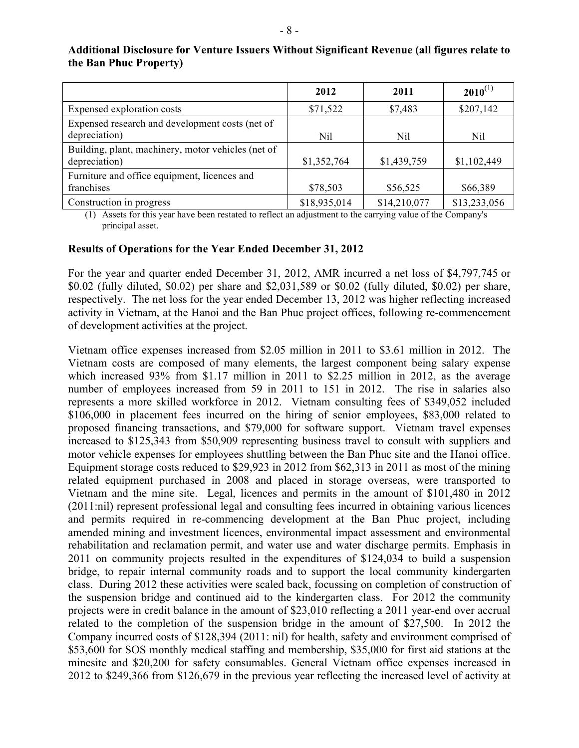**Additional Disclosure for Venture Issuers Without Significant Revenue (all figures relate to the Ban Phuc Property)**

| | 2012 | 2011 | 2010[(1)] |
|---|---|---|---|
| Expensed exploration costs | $71,522 | $7,483 | $207,142 |
| Expensed research and development costs (net of depreciation) | Nil | Nil | Nil |
| Building, plant, machinery, motor vehicles (net of depreciation) | $1,352,764 | $1,439,759 | $1,102,449 |
| Furniture and office equipment, licences and franchises | $78,503 | $56,525 | $66,389 |
| Construction in progress | $18,935,014 | $14,210,077 | $13,233,056 |

(1) Assets for this year have been restated to reflect an adjustment to the carrying value of the Company's principal asset.

**Results of Operations for the Year Ended December 31, 2012**

For the year and quarter ended December 31, 2012, AMR incurred a net loss of $4,797,745 or $0.02 (fully diluted, $0.02) per share and $2,031,589 or $0.02 (fully diluted, $0.02) per share, respectively. The net loss for the year ended December 13, 2012 was higher reflecting increased activity in Vietnam, at the Hanoi and the Ban Phuc project offices, following re-commencement of development activities at the project.

Vietnam office expenses increased from $2.05 million in 2011 to $3.61 million in 2012. The Vietnam costs are composed of many elements, the largest component being salary expense which increased 93% from $1.17 million in 2011 to $2.25 million in 2012, as the average number of employees increased from 59 in 2011 to 151 in 2012. The rise in salaries also represents a more skilled workforce in 2012. Vietnam consulting fees of $349,052 included $106,000 in placement fees incurred on the hiring of senior employees, $83,000 related to proposed financing transactions, and $79,000 for software support. Vietnam travel expenses increased to $125,343 from $50,909 representing business travel to consult with suppliers and motor vehicle expenses for employees shuttling between the Ban Phuc site and the Hanoi office. Equipment storage costs reduced to $29,923 in 2012 from $62,313 in 2011 as most of the mining related equipment purchased in 2008 and placed in storage overseas, were transported to Vietnam and the mine site. Legal, licences and permits in the amount of $101,480 in 2012 (2011:nil) represent professional legal and consulting fees incurred in obtaining various licences and permits required in re-commencing development at the Ban Phuc project, including amended mining and investment licences, environmental impact assessment and environmental rehabilitation and reclamation permit, and water use and water discharge permits. Emphasis in 2011 on community projects resulted in the expenditures of $124,034 to build a suspension bridge, to repair internal community roads and to support the local community kindergarten class. During 2012 these activities were scaled back, focussing on completion of construction of the suspension bridge and continued aid to the kindergarten class. For 2012 the community projects were in credit balance in the amount of $23,010 reflecting a 2011 year-end over accrual related to the completion of the suspension bridge in the amount of $27,500. In 2012 the Company incurred costs of $128,394 (2011: nil) for health, safety and environment comprised of $53,600 for SOS monthly medical staffing and membership, $35,000 for first aid stations at the minesite and $20,200 for safety consumables. General Vietnam office expenses increased in 2012 to $249,366 from $126,679 in the previous year reflecting the increased level of activity at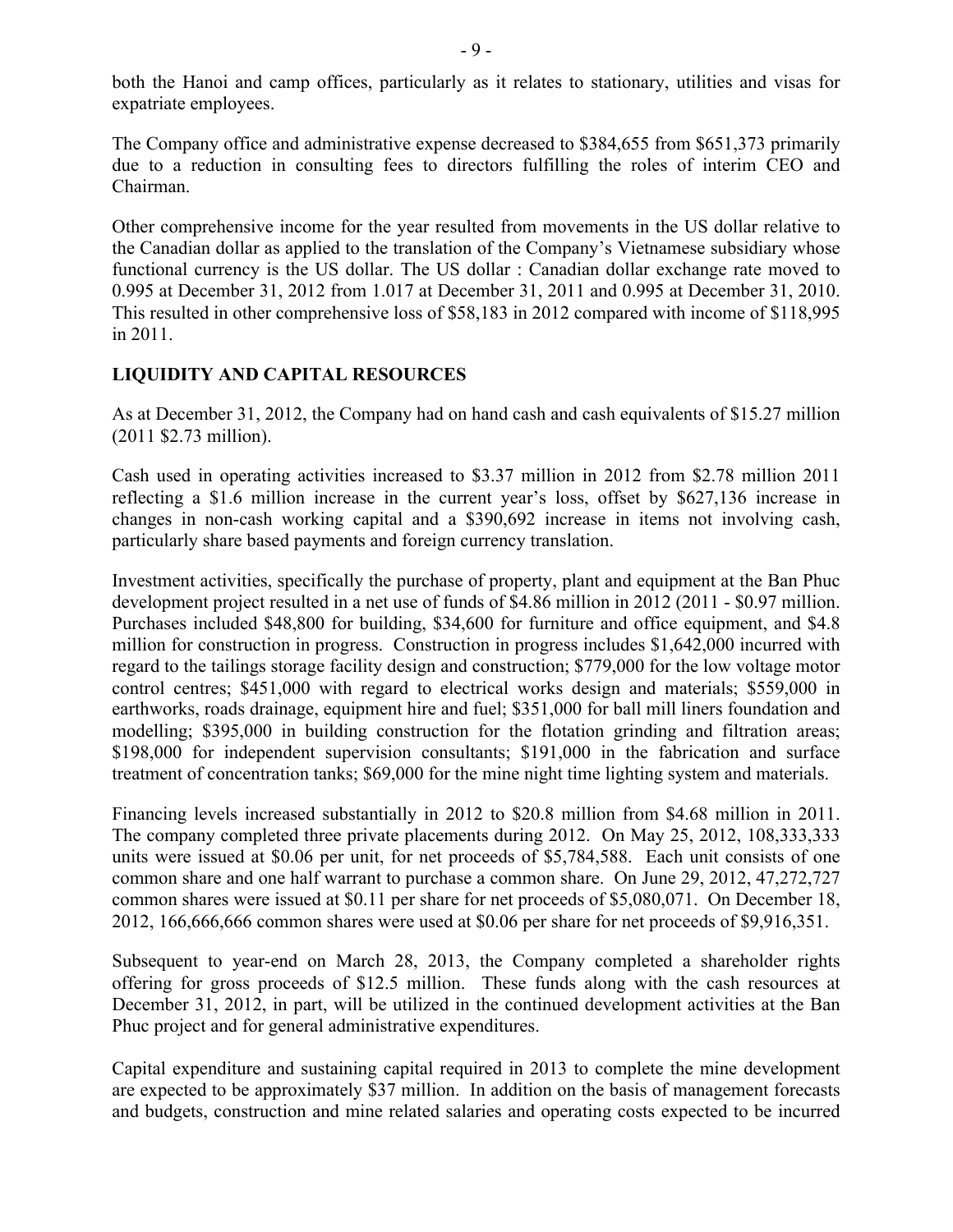both the Hanoi and camp offices, particularly as it relates to stationary, utilities and visas for expatriate employees.

The Company office and administrative expense decreased to $384,655 from $651,373 primarily due to a reduction in consulting fees to directors fulfilling the roles of interim CEO and Chairman.

Other comprehensive income for the year resulted from movements in the US dollar relative to the Canadian dollar as applied to the translation of the Company's Vietnamese subsidiary whose functional currency is the US dollar. The US dollar : Canadian dollar exchange rate moved to 0.995 at December 31, 2012 from 1.017 at December 31, 2011 and 0.995 at December 31, 2010. This resulted in other comprehensive loss of $58,183 in 2012 compared with income of $118,995 in 2011.

## LIQUIDITY AND CAPITAL RESOURCES

As at December 31, 2012, the Company had on hand cash and cash equivalents of $15.27 million (2011 $2.73 million).

Cash used in operating activities increased to $3.37 million in 2012 from $2.78 million 2011 reflecting a $1.6 million increase in the current year's loss, offset by $627,136 increase in changes in non-cash working capital and a $390,692 increase in items not involving cash, particularly share based payments and foreign currency translation.

Investment activities, specifically the purchase of property, plant and equipment at the Ban Phuc development project resulted in a net use of funds of $4.86 million in 2012 (2011 - $0.97 million. Purchases included $48,800 for building, $34,600 for furniture and office equipment, and $4.8 million for construction in progress. Construction in progress includes $1,642,000 incurred with regard to the tailings storage facility design and construction; $779,000 for the low voltage motor control centres; $451,000 with regard to electrical works design and materials; $559,000 in earthworks, roads drainage, equipment hire and fuel; $351,000 for ball mill liners foundation and modelling; $395,000 in building construction for the flotation grinding and filtration areas; $198,000 for independent supervision consultants; $191,000 in the fabrication and surface treatment of concentration tanks; $69,000 for the mine night time lighting system and materials.

Financing levels increased substantially in 2012 to $20.8 million from $4.68 million in 2011. The company completed three private placements during 2012. On May 25, 2012, 108,333,333 units were issued at $0.06 per unit, for net proceeds of $5,784,588. Each unit consists of one common share and one half warrant to purchase a common share. On June 29, 2012, 47,272,727 common shares were issued at $0.11 per share for net proceeds of $5,080,071. On December 18, 2012, 166,666,666 common shares were used at $0.06 per share for net proceeds of $9,916,351.

Subsequent to year-end on March 28, 2013, the Company completed a shareholder rights offering for gross proceeds of $12.5 million. These funds along with the cash resources at December 31, 2012, in part, will be utilized in the continued development activities at the Ban Phuc project and for general administrative expenditures.

Capital expenditure and sustaining capital required in 2013 to complete the mine development are expected to be approximately $37 million. In addition on the basis of management forecasts and budgets, construction and mine related salaries and operating costs expected to be incurred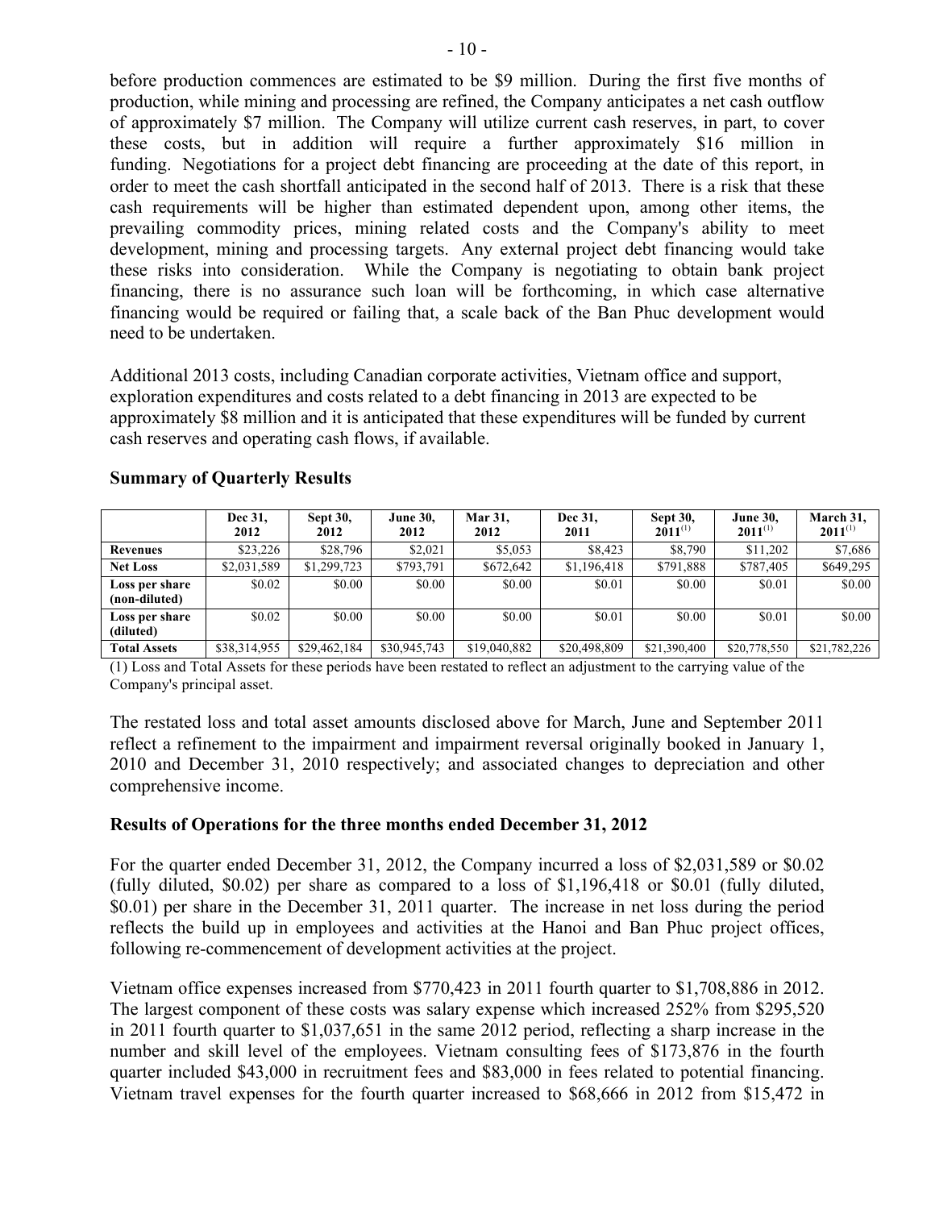before production commences are estimated to be $9 million. During the first five months of production, while mining and processing are refined, the Company anticipates a net cash outflow of approximately $7 million. The Company will utilize current cash reserves, in part, to cover these costs, but in addition will require a further approximately $16 million in funding. Negotiations for a project debt financing are proceeding at the date of this report, in order to meet the cash shortfall anticipated in the second half of 2013. There is a risk that these cash requirements will be higher than estimated dependent upon, among other items, the prevailing commodity prices, mining related costs and the Company's ability to meet development, mining and processing targets. Any external project debt financing would take these risks into consideration. While the Company is negotiating to obtain bank project financing, there is no assurance such loan will be forthcoming, in which case alternative financing would be required or failing that, a scale back of the Ban Phuc development would need to be undertaken.

Additional 2013 costs, including Canadian corporate activities, Vietnam office and support, exploration expenditures and costs related to a debt financing in 2013 are expected to be approximately $8 million and it is anticipated that these expenditures will be funded by current cash reserves and operating cash flows, if available.

## Summary of Quarterly Results

| | Dec 31, 2012 | Sept 30, 2012 | June 30, 2012 | Mar 31, 2012 | Dec 31, 2011 | Sept 30, 2011[(1)] | June 30, 2011[(1)] | March 31, 2011[(1)] |
|---|---|---|---|---|---|---|---|---|
| **Revenues** | $23,226 | $28,796 | $2,021 | $5,053 | $8,423 | $8,790 | $11,202 | $7,686 |
| **Net Loss** | $2,031,589 | $1,299,723 | $793,791 | $672,642 | $1,196,418 | $791,888 | $787,405 | $649,295 |
| **Loss per share (non-diluted)** | $0.02 | $0.00 | $0.00 | $0.00 | $0.01 | $0.00 | $0.01 | $0.00 |
| **Loss per share (diluted)** | $0.02 | $0.00 | $0.00 | $0.00 | $0.01 | $0.00 | $0.01 | $0.00 |
| **Total Assets** | $38,314,955 | $29,462,184 | $30,945,743 | $19,040,882 | $20,498,809 | $21,390,400 | $20,778,550 | $21,782,226 |

(1) Loss and Total Assets for these periods have been restated to reflect an adjustment to the carrying value of the Company's principal asset.

The restated loss and total asset amounts disclosed above for March, June and September 2011 reflect a refinement to the impairment and impairment reversal originally booked in January 1, 2010 and December 31, 2010 respectively; and associated changes to depreciation and other comprehensive income.

## Results of Operations for the three months ended December 31, 2012

For the quarter ended December 31, 2012, the Company incurred a loss of $2,031,589 or $0.02 (fully diluted, $0.02) per share as compared to a loss of $1,196,418 or $0.01 (fully diluted, $0.01) per share in the December 31, 2011 quarter. The increase in net loss during the period reflects the build up in employees and activities at the Hanoi and Ban Phuc project offices, following re-commencement of development activities at the project.

Vietnam office expenses increased from $770,423 in 2011 fourth quarter to $1,708,886 in 2012. The largest component of these costs was salary expense which increased 252% from $295,520 in 2011 fourth quarter to $1,037,651 in the same 2012 period, reflecting a sharp increase in the number and skill level of the employees. Vietnam consulting fees of $173,876 in the fourth quarter included $43,000 in recruitment fees and $83,000 in fees related to potential financing. Vietnam travel expenses for the fourth quarter increased to $68,666 in 2012 from $15,472 in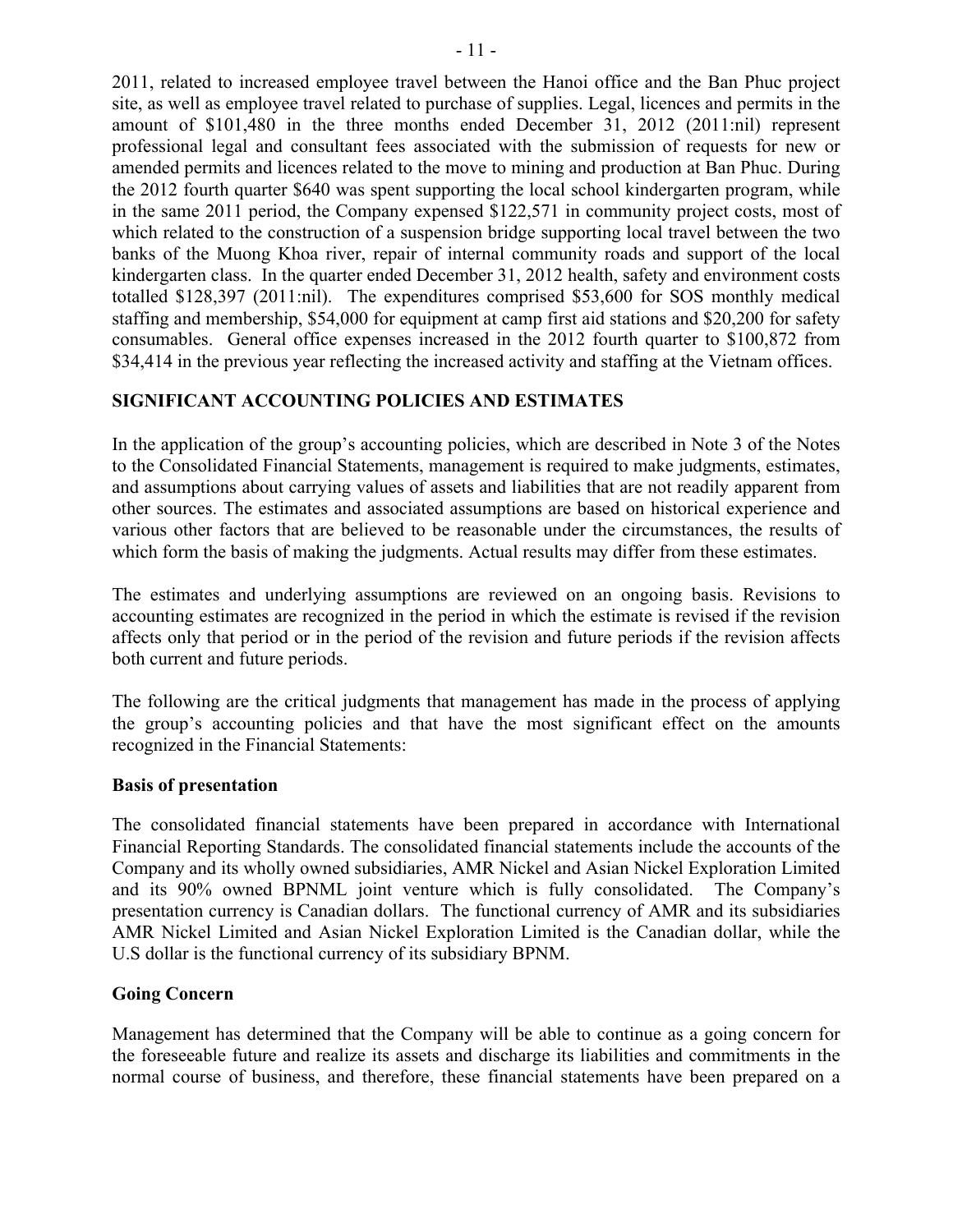2011, related to increased employee travel between the Hanoi office and the Ban Phuc project site, as well as employee travel related to purchase of supplies. Legal, licences and permits in the amount of $101,480 in the three months ended December 31, 2012 (2011:nil) represent professional legal and consultant fees associated with the submission of requests for new or amended permits and licences related to the move to mining and production at Ban Phuc. During the 2012 fourth quarter $640 was spent supporting the local school kindergarten program, while in the same 2011 period, the Company expensed $122,571 in community project costs, most of which related to the construction of a suspension bridge supporting local travel between the two banks of the Muong Khoa river, repair of internal community roads and support of the local kindergarten class. In the quarter ended December 31, 2012 health, safety and environment costs totalled $128,397 (2011:nil). The expenditures comprised $53,600 for SOS monthly medical staffing and membership, $54,000 for equipment at camp first aid stations and $20,200 for safety consumables. General office expenses increased in the 2012 fourth quarter to $100,872 from $34,414 in the previous year reflecting the increased activity and staffing at the Vietnam offices.

## SIGNIFICANT ACCOUNTING POLICIES AND ESTIMATES

In the application of the group's accounting policies, which are described in Note 3 of the Notes to the Consolidated Financial Statements, management is required to make judgments, estimates, and assumptions about carrying values of assets and liabilities that are not readily apparent from other sources. The estimates and associated assumptions are based on historical experience and various other factors that are believed to be reasonable under the circumstances, the results of which form the basis of making the judgments. Actual results may differ from these estimates.

The estimates and underlying assumptions are reviewed on an ongoing basis. Revisions to accounting estimates are recognized in the period in which the estimate is revised if the revision affects only that period or in the period of the revision and future periods if the revision affects both current and future periods.

The following are the critical judgments that management has made in the process of applying the group's accounting policies and that have the most significant effect on the amounts recognized in the Financial Statements:

### Basis of presentation

The consolidated financial statements have been prepared in accordance with International Financial Reporting Standards. The consolidated financial statements include the accounts of the Company and its wholly owned subsidiaries, AMR Nickel and Asian Nickel Exploration Limited and its 90% owned BPNML joint venture which is fully consolidated. The Company's presentation currency is Canadian dollars. The functional currency of AMR and its subsidiaries AMR Nickel Limited and Asian Nickel Exploration Limited is the Canadian dollar, while the U.S dollar is the functional currency of its subsidiary BPNM.

### Going Concern

Management has determined that the Company will be able to continue as a going concern for the foreseeable future and realize its assets and discharge its liabilities and commitments in the normal course of business, and therefore, these financial statements have been prepared on a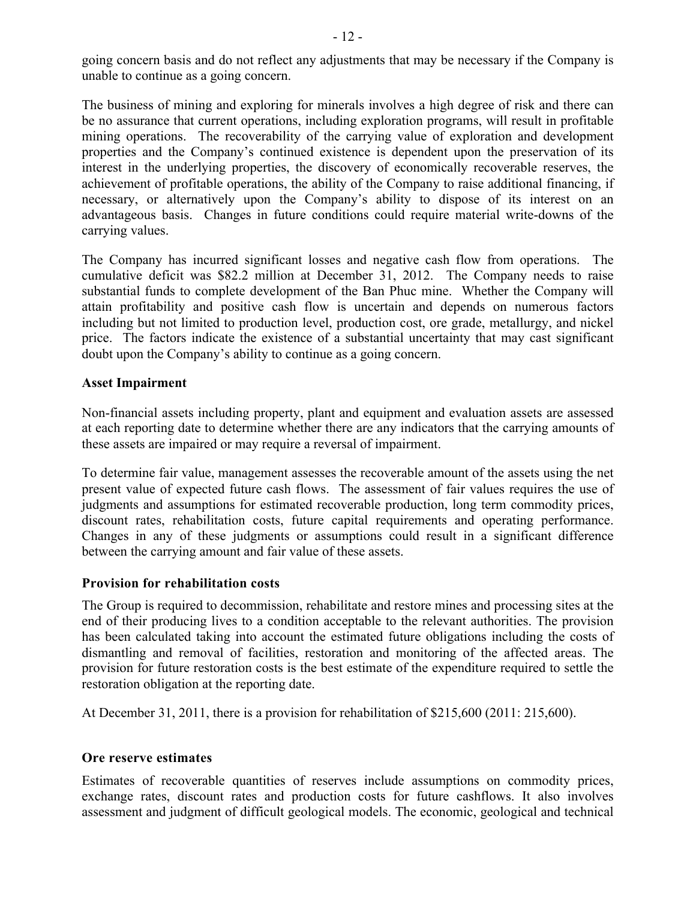going concern basis and do not reflect any adjustments that may be necessary if the Company is unable to continue as a going concern.

The business of mining and exploring for minerals involves a high degree of risk and there can be no assurance that current operations, including exploration programs, will result in profitable mining operations. The recoverability of the carrying value of exploration and development properties and the Company's continued existence is dependent upon the preservation of its interest in the underlying properties, the discovery of economically recoverable reserves, the achievement of profitable operations, the ability of the Company to raise additional financing, if necessary, or alternatively upon the Company's ability to dispose of its interest on an advantageous basis. Changes in future conditions could require material write-downs of the carrying values.

The Company has incurred significant losses and negative cash flow from operations. The cumulative deficit was $82.2 million at December 31, 2012. The Company needs to raise substantial funds to complete development of the Ban Phuc mine. Whether the Company will attain profitability and positive cash flow is uncertain and depends on numerous factors including but not limited to production level, production cost, ore grade, metallurgy, and nickel price. The factors indicate the existence of a substantial uncertainty that may cast significant doubt upon the Company's ability to continue as a going concern.

**Asset Impairment**

Non-financial assets including property, plant and equipment and evaluation assets are assessed at each reporting date to determine whether there are any indicators that the carrying amounts of these assets are impaired or may require a reversal of impairment.

To determine fair value, management assesses the recoverable amount of the assets using the net present value of expected future cash flows. The assessment of fair values requires the use of judgments and assumptions for estimated recoverable production, long term commodity prices, discount rates, rehabilitation costs, future capital requirements and operating performance. Changes in any of these judgments or assumptions could result in a significant difference between the carrying amount and fair value of these assets.

**Provision for rehabilitation costs**

The Group is required to decommission, rehabilitate and restore mines and processing sites at the end of their producing lives to a condition acceptable to the relevant authorities. The provision has been calculated taking into account the estimated future obligations including the costs of dismantling and removal of facilities, restoration and monitoring of the affected areas. The provision for future restoration costs is the best estimate of the expenditure required to settle the restoration obligation at the reporting date.

At December 31, 2011, there is a provision for rehabilitation of $215,600 (2011: 215,600).

**Ore reserve estimates**

Estimates of recoverable quantities of reserves include assumptions on commodity prices, exchange rates, discount rates and production costs for future cashflows. It also involves assessment and judgment of difficult geological models. The economic, geological and technical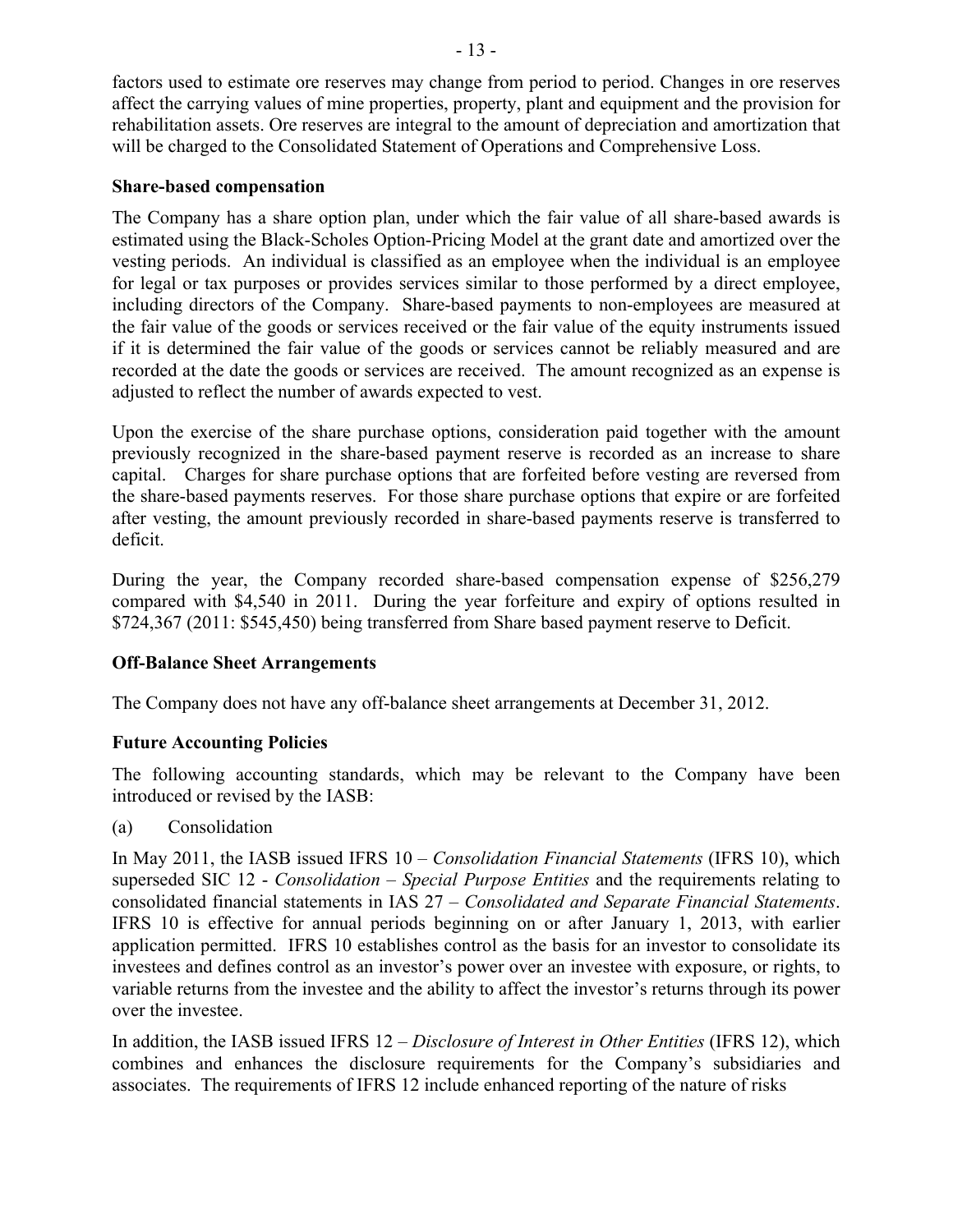factors used to estimate ore reserves may change from period to period. Changes in ore reserves affect the carrying values of mine properties, property, plant and equipment and the provision for rehabilitation assets. Ore reserves are integral to the amount of depreciation and amortization that will be charged to the Consolidated Statement of Operations and Comprehensive Loss.

**Share-based compensation**

The Company has a share option plan, under which the fair value of all share-based awards is estimated using the Black-Scholes Option-Pricing Model at the grant date and amortized over the vesting periods. An individual is classified as an employee when the individual is an employee for legal or tax purposes or provides services similar to those performed by a direct employee, including directors of the Company. Share-based payments to non-employees are measured at the fair value of the goods or services received or the fair value of the equity instruments issued if it is determined the fair value of the goods or services cannot be reliably measured and are recorded at the date the goods or services are received. The amount recognized as an expense is adjusted to reflect the number of awards expected to vest.

Upon the exercise of the share purchase options, consideration paid together with the amount previously recognized in the share-based payment reserve is recorded as an increase to share capital. Charges for share purchase options that are forfeited before vesting are reversed from the share-based payments reserves. For those share purchase options that expire or are forfeited after vesting, the amount previously recorded in share-based payments reserve is transferred to deficit.

During the year, the Company recorded share-based compensation expense of $256,279 compared with $4,540 in 2011. During the year forfeiture and expiry of options resulted in $724,367 (2011: $545,450) being transferred from Share based payment reserve to Deficit.

**Off-Balance Sheet Arrangements**

The Company does not have any off-balance sheet arrangements at December 31, 2012.

**Future Accounting Policies**

The following accounting standards, which may be relevant to the Company have been introduced or revised by the IASB:

(a) Consolidation

In May 2011, the IASB issued IFRS 10 – *Consolidation Financial Statements* (IFRS 10), which superseded SIC 12 - *Consolidation – Special Purpose Entities* and the requirements relating to consolidated financial statements in IAS 27 – *Consolidated and Separate Financial Statements*. IFRS 10 is effective for annual periods beginning on or after January 1, 2013, with earlier application permitted. IFRS 10 establishes control as the basis for an investor to consolidate its investees and defines control as an investor's power over an investee with exposure, or rights, to variable returns from the investee and the ability to affect the investor's returns through its power over the investee.

In addition, the IASB issued IFRS 12 – *Disclosure of Interest in Other Entities* (IFRS 12), which combines and enhances the disclosure requirements for the Company's subsidiaries and associates. The requirements of IFRS 12 include enhanced reporting of the nature of risks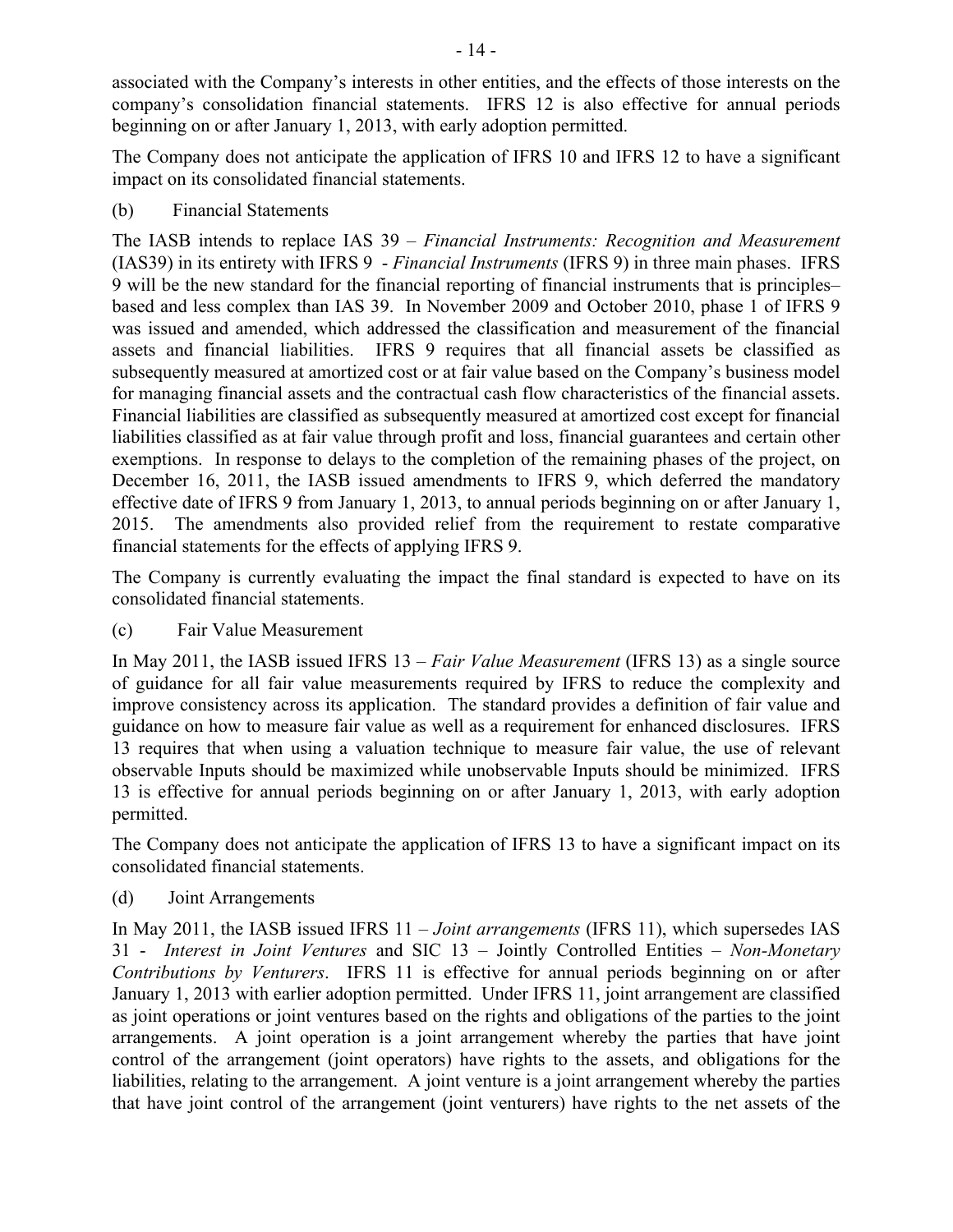associated with the Company's interests in other entities, and the effects of those interests on the company's consolidation financial statements. IFRS 12 is also effective for annual periods beginning on or after January 1, 2013, with early adoption permitted.

The Company does not anticipate the application of IFRS 10 and IFRS 12 to have a significant impact on its consolidated financial statements.

(b) Financial Statements

The IASB intends to replace IAS 39 – *Financial Instruments: Recognition and Measurement* (IAS39) in its entirety with IFRS 9 - *Financial Instruments* (IFRS 9) in three main phases. IFRS 9 will be the new standard for the financial reporting of financial instruments that is principles–based and less complex than IAS 39. In November 2009 and October 2010, phase 1 of IFRS 9 was issued and amended, which addressed the classification and measurement of the financial assets and financial liabilities. IFRS 9 requires that all financial assets be classified as subsequently measured at amortized cost or at fair value based on the Company's business model for managing financial assets and the contractual cash flow characteristics of the financial assets. Financial liabilities are classified as subsequently measured at amortized cost except for financial liabilities classified as at fair value through profit and loss, financial guarantees and certain other exemptions. In response to delays to the completion of the remaining phases of the project, on December 16, 2011, the IASB issued amendments to IFRS 9, which deferred the mandatory effective date of IFRS 9 from January 1, 2013, to annual periods beginning on or after January 1, 2015. The amendments also provided relief from the requirement to restate comparative financial statements for the effects of applying IFRS 9.

The Company is currently evaluating the impact the final standard is expected to have on its consolidated financial statements.

(c) Fair Value Measurement

In May 2011, the IASB issued IFRS 13 – *Fair Value Measurement* (IFRS 13) as a single source of guidance for all fair value measurements required by IFRS to reduce the complexity and improve consistency across its application. The standard provides a definition of fair value and guidance on how to measure fair value as well as a requirement for enhanced disclosures. IFRS 13 requires that when using a valuation technique to measure fair value, the use of relevant observable Inputs should be maximized while unobservable Inputs should be minimized. IFRS 13 is effective for annual periods beginning on or after January 1, 2013, with early adoption permitted.

The Company does not anticipate the application of IFRS 13 to have a significant impact on its consolidated financial statements.

(d) Joint Arrangements

In May 2011, the IASB issued IFRS 11 – *Joint arrangements* (IFRS 11), which supersedes IAS 31 - *Interest in Joint Ventures* and SIC 13 – Jointly Controlled Entities – *Non-Monetary Contributions by Venturers*. IFRS 11 is effective for annual periods beginning on or after January 1, 2013 with earlier adoption permitted. Under IFRS 11, joint arrangement are classified as joint operations or joint ventures based on the rights and obligations of the parties to the joint arrangements. A joint operation is a joint arrangement whereby the parties that have joint control of the arrangement (joint operators) have rights to the assets, and obligations for the liabilities, relating to the arrangement. A joint venture is a joint arrangement whereby the parties that have joint control of the arrangement (joint venturers) have rights to the net assets of the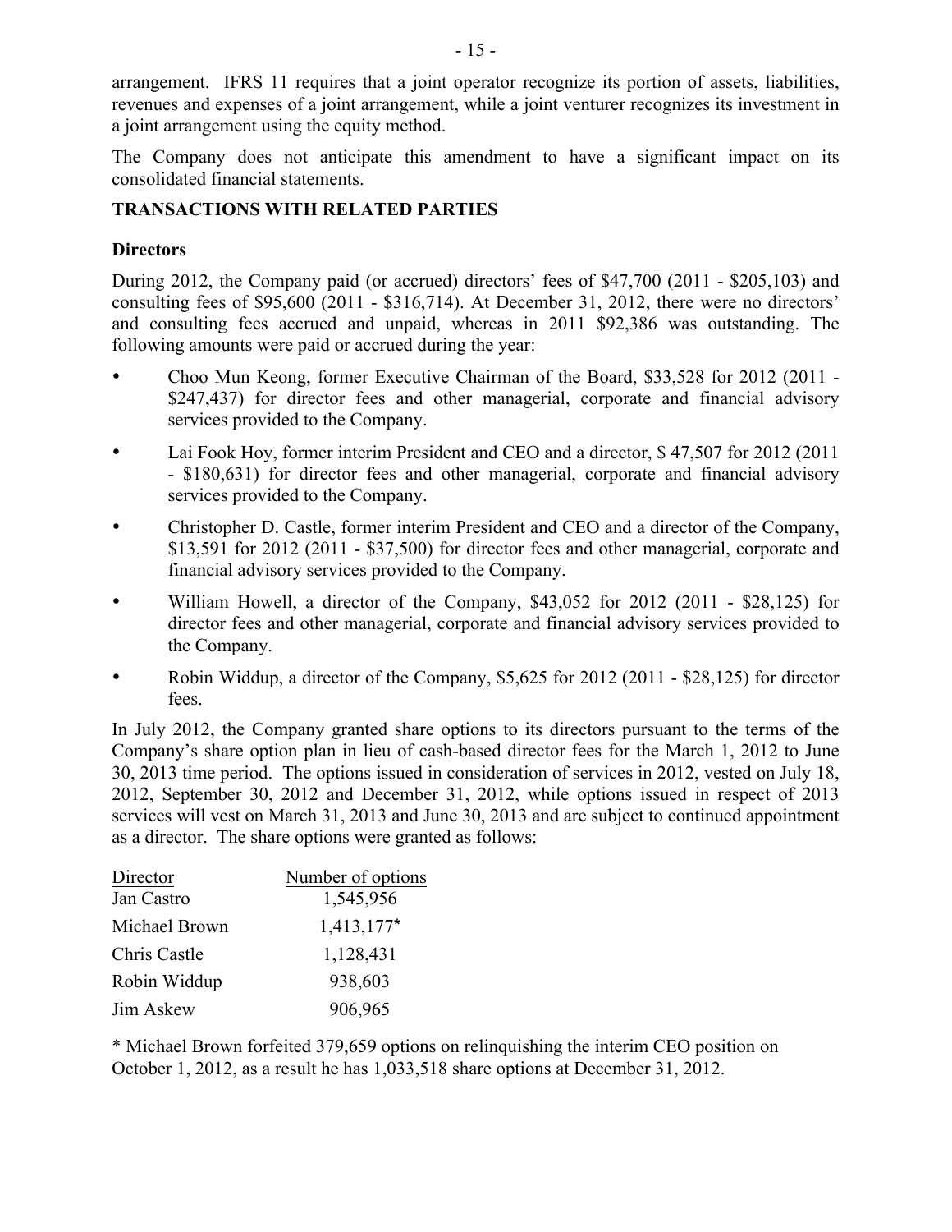arrangement. IFRS 11 requires that a joint operator recognize its portion of assets, liabilities, revenues and expenses of a joint arrangement, while a joint venturer recognizes its investment in a joint arrangement using the equity method.

The Company does not anticipate this amendment to have a significant impact on its consolidated financial statements.

## TRANSACTIONS WITH RELATED PARTIES

### Directors

During 2012, the Company paid (or accrued) directors' fees of $47,700 (2011 - $205,103) and consulting fees of $95,600 (2011 - $316,714). At December 31, 2012, there were no directors' and consulting fees accrued and unpaid, whereas in 2011 $92,386 was outstanding. The following amounts were paid or accrued during the year:

- Choo Mun Keong, former Executive Chairman of the Board, $33,528 for 2012 (2011 - $247,437) for director fees and other managerial, corporate and financial advisory services provided to the Company.
- Lai Fook Hoy, former interim President and CEO and a director, $ 47,507 for 2012 (2011 - $180,631) for director fees and other managerial, corporate and financial advisory services provided to the Company.
- Christopher D. Castle, former interim President and CEO and a director of the Company, $13,591 for 2012 (2011 - $37,500) for director fees and other managerial, corporate and financial advisory services provided to the Company.
- William Howell, a director of the Company, $43,052 for 2012 (2011 - $28,125) for director fees and other managerial, corporate and financial advisory services provided to the Company.
- Robin Widdup, a director of the Company, $5,625 for 2012 (2011 - $28,125) for director fees.

In July 2012, the Company granted share options to its directors pursuant to the terms of the Company's share option plan in lieu of cash-based director fees for the March 1, 2012 to June 30, 2013 time period. The options issued in consideration of services in 2012, vested on July 18, 2012, September 30, 2012 and December 31, 2012, while options issued in respect of 2013 services will vest on March 31, 2013 and June 30, 2013 and are subject to continued appointment as a director. The share options were granted as follows:

| Director | Number of options |
|---|---|
| Jan Castro | 1,545,956 |
| Michael Brown | 1,413,177* |
| Chris Castle | 1,128,431 |
| Robin Widdup | 938,603 |
| Jim Askew | 906,965 |

* Michael Brown forfeited 379,659 options on relinquishing the interim CEO position on October 1, 2012, as a result he has 1,033,518 share options at December 31, 2012.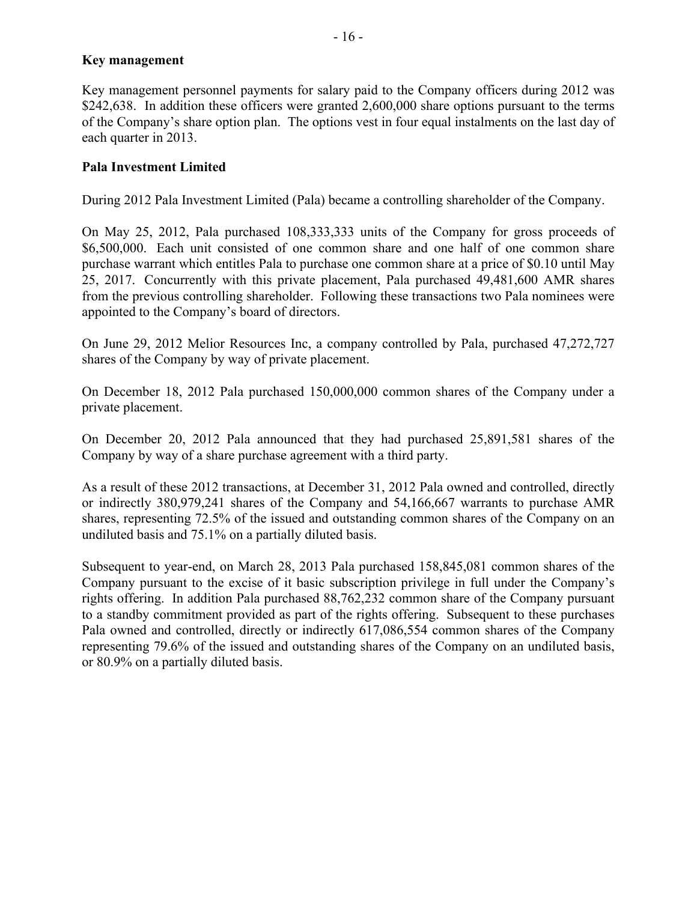## Key management

Key management personnel payments for salary paid to the Company officers during 2012 was \$242,638. In addition these officers were granted 2,600,000 share options pursuant to the terms of the Company's share option plan. The options vest in four equal instalments on the last day of each quarter in 2013.

## Pala Investment Limited

During 2012 Pala Investment Limited (Pala) became a controlling shareholder of the Company.

On May 25, 2012, Pala purchased 108,333,333 units of the Company for gross proceeds of \$6,500,000. Each unit consisted of one common share and one half of one common share purchase warrant which entitles Pala to purchase one common share at a price of \$0.10 until May 25, 2017. Concurrently with this private placement, Pala purchased 49,481,600 AMR shares from the previous controlling shareholder. Following these transactions two Pala nominees were appointed to the Company's board of directors.

On June 29, 2012 Melior Resources Inc, a company controlled by Pala, purchased 47,272,727 shares of the Company by way of private placement.

On December 18, 2012 Pala purchased 150,000,000 common shares of the Company under a private placement.

On December 20, 2012 Pala announced that they had purchased 25,891,581 shares of the Company by way of a share purchase agreement with a third party.

As a result of these 2012 transactions, at December 31, 2012 Pala owned and controlled, directly or indirectly 380,979,241 shares of the Company and 54,166,667 warrants to purchase AMR shares, representing 72.5% of the issued and outstanding common shares of the Company on an undiluted basis and 75.1% on a partially diluted basis.

Subsequent to year-end, on March 28, 2013 Pala purchased 158,845,081 common shares of the Company pursuant to the excise of it basic subscription privilege in full under the Company's rights offering. In addition Pala purchased 88,762,232 common share of the Company pursuant to a standby commitment provided as part of the rights offering. Subsequent to these purchases Pala owned and controlled, directly or indirectly 617,086,554 common shares of the Company representing 79.6% of the issued and outstanding shares of the Company on an undiluted basis, or 80.9% on a partially diluted basis.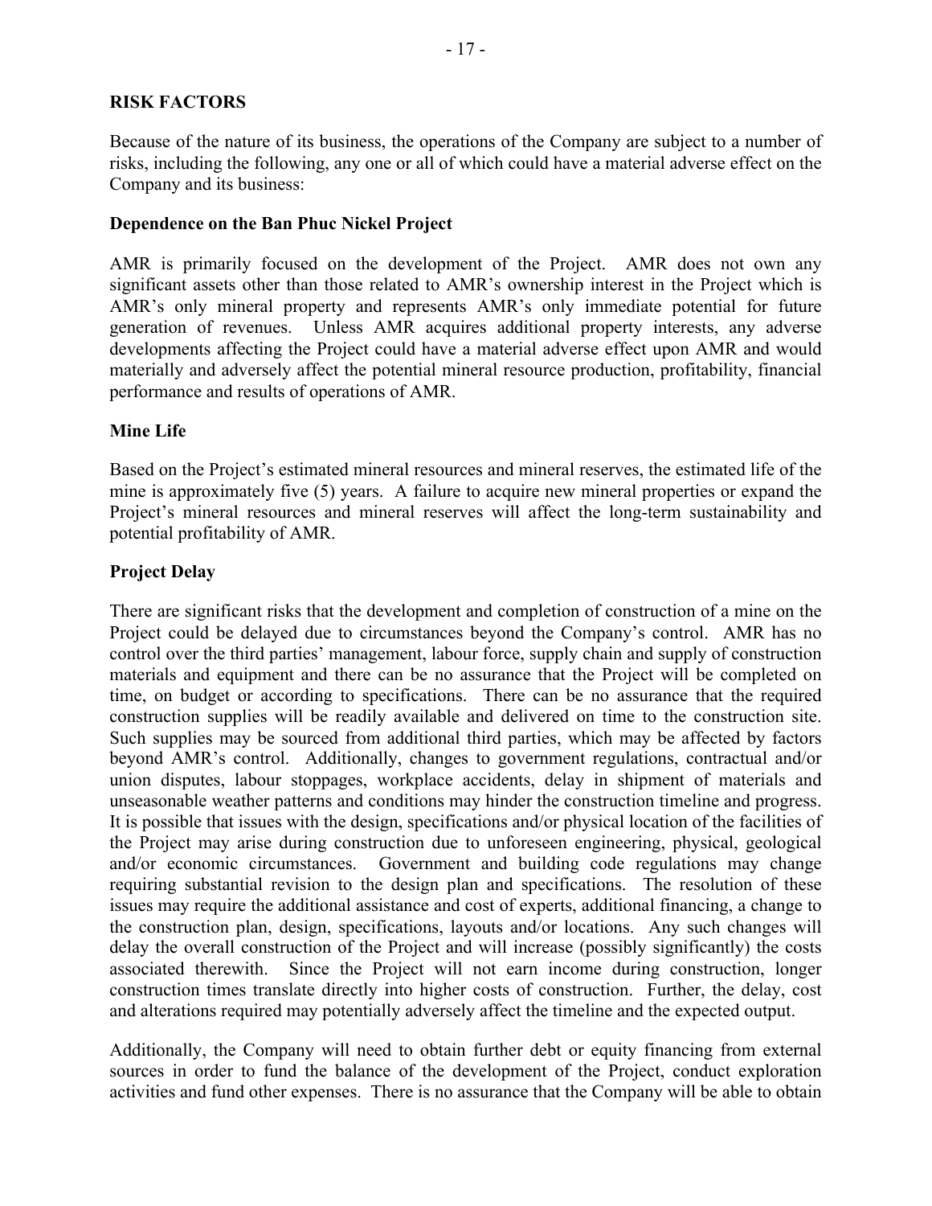## RISK FACTORS

Because of the nature of its business, the operations of the Company are subject to a number of risks, including the following, any one or all of which could have a material adverse effect on the Company and its business:

### Dependence on the Ban Phuc Nickel Project

AMR is primarily focused on the development of the Project. AMR does not own any significant assets other than those related to AMR's ownership interest in the Project which is AMR's only mineral property and represents AMR's only immediate potential for future generation of revenues. Unless AMR acquires additional property interests, any adverse developments affecting the Project could have a material adverse effect upon AMR and would materially and adversely affect the potential mineral resource production, profitability, financial performance and results of operations of AMR.

### Mine Life

Based on the Project's estimated mineral resources and mineral reserves, the estimated life of the mine is approximately five (5) years. A failure to acquire new mineral properties or expand the Project's mineral resources and mineral reserves will affect the long-term sustainability and potential profitability of AMR.

### Project Delay

There are significant risks that the development and completion of construction of a mine on the Project could be delayed due to circumstances beyond the Company's control. AMR has no control over the third parties' management, labour force, supply chain and supply of construction materials and equipment and there can be no assurance that the Project will be completed on time, on budget or according to specifications. There can be no assurance that the required construction supplies will be readily available and delivered on time to the construction site. Such supplies may be sourced from additional third parties, which may be affected by factors beyond AMR's control. Additionally, changes to government regulations, contractual and/or union disputes, labour stoppages, workplace accidents, delay in shipment of materials and unseasonable weather patterns and conditions may hinder the construction timeline and progress. It is possible that issues with the design, specifications and/or physical location of the facilities of the Project may arise during construction due to unforeseen engineering, physical, geological and/or economic circumstances. Government and building code regulations may change requiring substantial revision to the design plan and specifications. The resolution of these issues may require the additional assistance and cost of experts, additional financing, a change to the construction plan, design, specifications, layouts and/or locations. Any such changes will delay the overall construction of the Project and will increase (possibly significantly) the costs associated therewith. Since the Project will not earn income during construction, longer construction times translate directly into higher costs of construction. Further, the delay, cost and alterations required may potentially adversely affect the timeline and the expected output.

Additionally, the Company will need to obtain further debt or equity financing from external sources in order to fund the balance of the development of the Project, conduct exploration activities and fund other expenses. There is no assurance that the Company will be able to obtain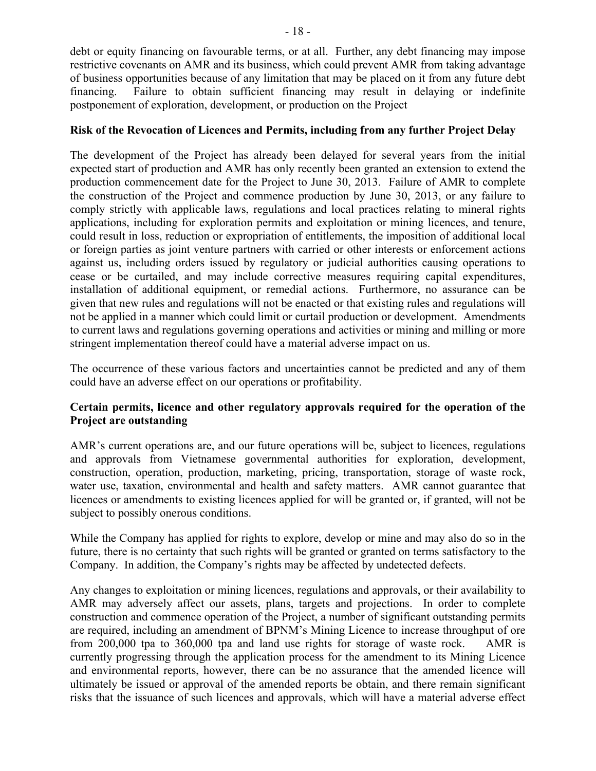debt or equity financing on favourable terms, or at all. Further, any debt financing may impose restrictive covenants on AMR and its business, which could prevent AMR from taking advantage of business opportunities because of any limitation that may be placed on it from any future debt financing. Failure to obtain sufficient financing may result in delaying or indefinite postponement of exploration, development, or production on the Project

**Risk of the Revocation of Licences and Permits, including from any further Project Delay**

The development of the Project has already been delayed for several years from the initial expected start of production and AMR has only recently been granted an extension to extend the production commencement date for the Project to June 30, 2013. Failure of AMR to complete the construction of the Project and commence production by June 30, 2013, or any failure to comply strictly with applicable laws, regulations and local practices relating to mineral rights applications, including for exploration permits and exploitation or mining licences, and tenure, could result in loss, reduction or expropriation of entitlements, the imposition of additional local or foreign parties as joint venture partners with carried or other interests or enforcement actions against us, including orders issued by regulatory or judicial authorities causing operations to cease or be curtailed, and may include corrective measures requiring capital expenditures, installation of additional equipment, or remedial actions. Furthermore, no assurance can be given that new rules and regulations will not be enacted or that existing rules and regulations will not be applied in a manner which could limit or curtail production or development. Amendments to current laws and regulations governing operations and activities or mining and milling or more stringent implementation thereof could have a material adverse impact on us.

The occurrence of these various factors and uncertainties cannot be predicted and any of them could have an adverse effect on our operations or profitability.

**Certain permits, licence and other regulatory approvals required for the operation of the Project are outstanding**

AMR's current operations are, and our future operations will be, subject to licences, regulations and approvals from Vietnamese governmental authorities for exploration, development, construction, operation, production, marketing, pricing, transportation, storage of waste rock, water use, taxation, environmental and health and safety matters. AMR cannot guarantee that licences or amendments to existing licences applied for will be granted or, if granted, will not be subject to possibly onerous conditions.

While the Company has applied for rights to explore, develop or mine and may also do so in the future, there is no certainty that such rights will be granted or granted on terms satisfactory to the Company. In addition, the Company's rights may be affected by undetected defects.

Any changes to exploitation or mining licences, regulations and approvals, or their availability to AMR may adversely affect our assets, plans, targets and projections. In order to complete construction and commence operation of the Project, a number of significant outstanding permits are required, including an amendment of BPNM's Mining Licence to increase throughput of ore from 200,000 tpa to 360,000 tpa and land use rights for storage of waste rock. AMR is currently progressing through the application process for the amendment to its Mining Licence and environmental reports, however, there can be no assurance that the amended licence will ultimately be issued or approval of the amended reports be obtain, and there remain significant risks that the issuance of such licences and approvals, which will have a material adverse effect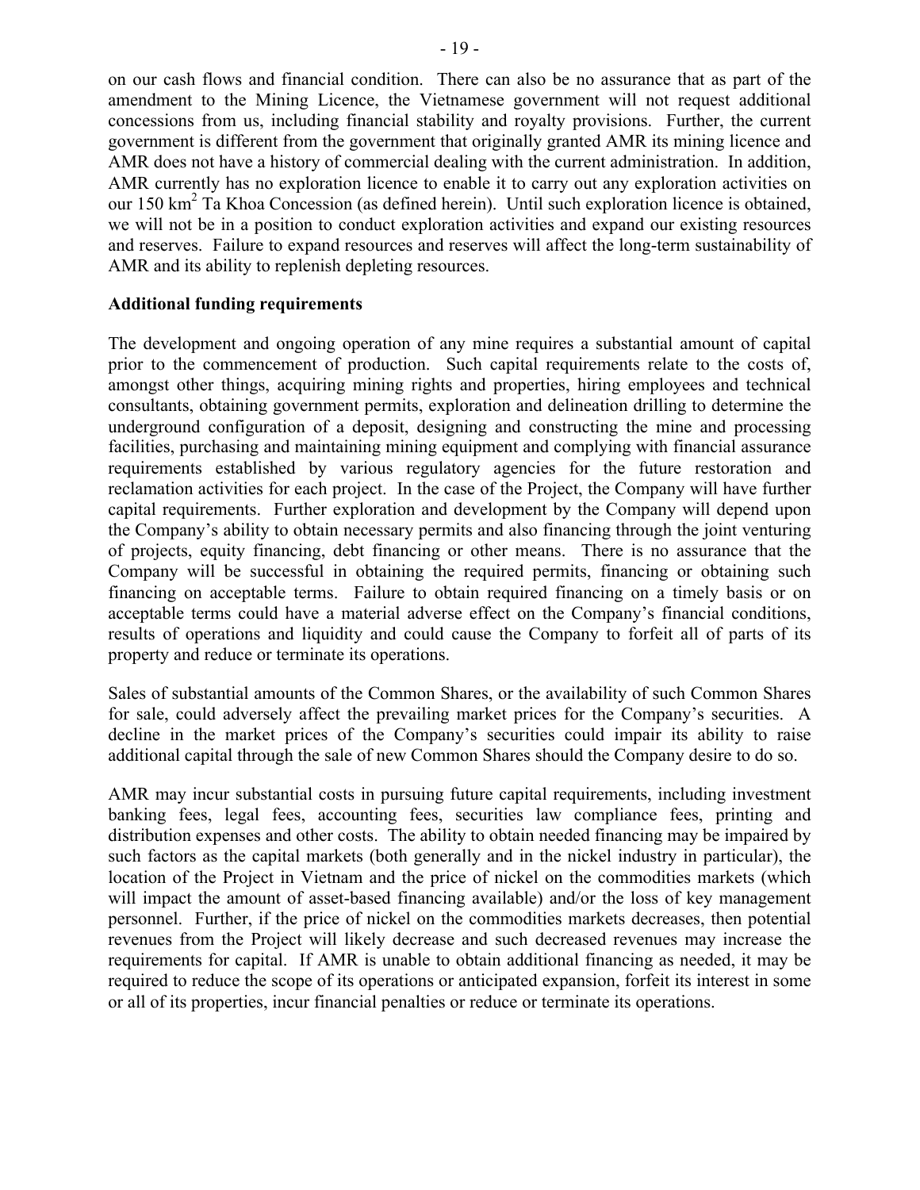on our cash flows and financial condition. There can also be no assurance that as part of the amendment to the Mining Licence, the Vietnamese government will not request additional concessions from us, including financial stability and royalty provisions. Further, the current government is different from the government that originally granted AMR its mining licence and AMR does not have a history of commercial dealing with the current administration. In addition, AMR currently has no exploration licence to enable it to carry out any exploration activities on our 150 $km^2$ Ta Khoa Concession (as defined herein). Until such exploration licence is obtained, we will not be in a position to conduct exploration activities and expand our existing resources and reserves. Failure to expand resources and reserves will affect the long-term sustainability of AMR and its ability to replenish depleting resources.

**Additional funding requirements**

The development and ongoing operation of any mine requires a substantial amount of capital prior to the commencement of production. Such capital requirements relate to the costs of, amongst other things, acquiring mining rights and properties, hiring employees and technical consultants, obtaining government permits, exploration and delineation drilling to determine the underground configuration of a deposit, designing and constructing the mine and processing facilities, purchasing and maintaining mining equipment and complying with financial assurance requirements established by various regulatory agencies for the future restoration and reclamation activities for each project. In the case of the Project, the Company will have further capital requirements. Further exploration and development by the Company will depend upon the Company's ability to obtain necessary permits and also financing through the joint venturing of projects, equity financing, debt financing or other means. There is no assurance that the Company will be successful in obtaining the required permits, financing or obtaining such financing on acceptable terms. Failure to obtain required financing on a timely basis or on acceptable terms could have a material adverse effect on the Company's financial conditions, results of operations and liquidity and could cause the Company to forfeit all of parts of its property and reduce or terminate its operations.

Sales of substantial amounts of the Common Shares, or the availability of such Common Shares for sale, could adversely affect the prevailing market prices for the Company's securities. A decline in the market prices of the Company's securities could impair its ability to raise additional capital through the sale of new Common Shares should the Company desire to do so.

AMR may incur substantial costs in pursuing future capital requirements, including investment banking fees, legal fees, accounting fees, securities law compliance fees, printing and distribution expenses and other costs. The ability to obtain needed financing may be impaired by such factors as the capital markets (both generally and in the nickel industry in particular), the location of the Project in Vietnam and the price of nickel on the commodities markets (which will impact the amount of asset-based financing available) and/or the loss of key management personnel. Further, if the price of nickel on the commodities markets decreases, then potential revenues from the Project will likely decrease and such decreased revenues may increase the requirements for capital. If AMR is unable to obtain additional financing as needed, it may be required to reduce the scope of its operations or anticipated expansion, forfeit its interest in some or all of its properties, incur financial penalties or reduce or terminate its operations.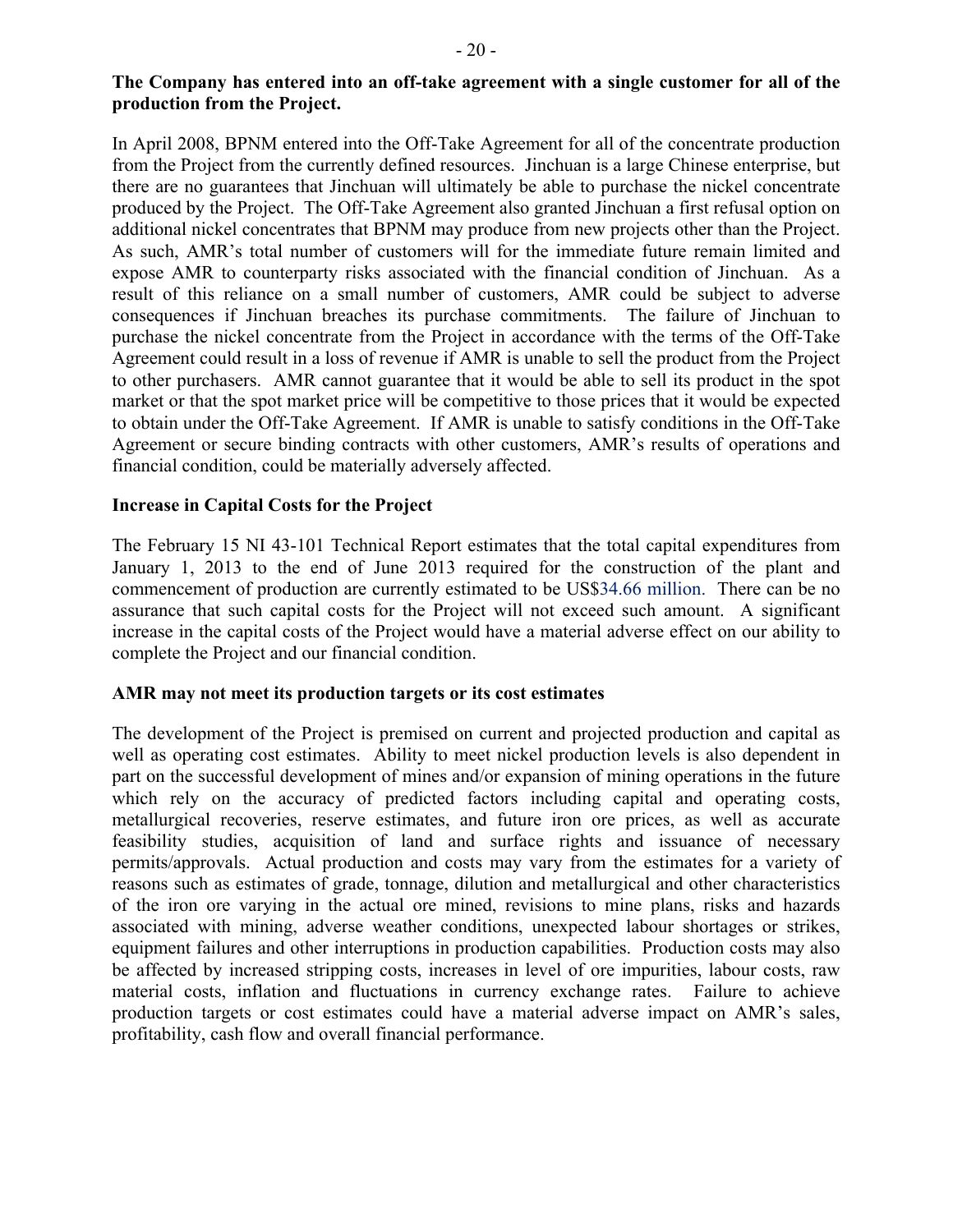**The Company has entered into an off-take agreement with a single customer for all of the production from the Project.**

In April 2008, BPNM entered into the Off-Take Agreement for all of the concentrate production from the Project from the currently defined resources. Jinchuan is a large Chinese enterprise, but there are no guarantees that Jinchuan will ultimately be able to purchase the nickel concentrate produced by the Project. The Off-Take Agreement also granted Jinchuan a first refusal option on additional nickel concentrates that BPNM may produce from new projects other than the Project. As such, AMR's total number of customers will for the immediate future remain limited and expose AMR to counterparty risks associated with the financial condition of Jinchuan. As a result of this reliance on a small number of customers, AMR could be subject to adverse consequences if Jinchuan breaches its purchase commitments. The failure of Jinchuan to purchase the nickel concentrate from the Project in accordance with the terms of the Off-Take Agreement could result in a loss of revenue if AMR is unable to sell the product from the Project to other purchasers. AMR cannot guarantee that it would be able to sell its product in the spot market or that the spot market price will be competitive to those prices that it would be expected to obtain under the Off-Take Agreement. If AMR is unable to satisfy conditions in the Off-Take Agreement or secure binding contracts with other customers, AMR's results of operations and financial condition, could be materially adversely affected.

**Increase in Capital Costs for the Project**

The February 15 NI 43-101 Technical Report estimates that the total capital expenditures from January 1, 2013 to the end of June 2013 required for the construction of the plant and commencement of production are currently estimated to be US$34.66 million. There can be no assurance that such capital costs for the Project will not exceed such amount. A significant increase in the capital costs of the Project would have a material adverse effect on our ability to complete the Project and our financial condition.

**AMR may not meet its production targets or its cost estimates**

The development of the Project is premised on current and projected production and capital as well as operating cost estimates. Ability to meet nickel production levels is also dependent in part on the successful development of mines and/or expansion of mining operations in the future which rely on the accuracy of predicted factors including capital and operating costs, metallurgical recoveries, reserve estimates, and future iron ore prices, as well as accurate feasibility studies, acquisition of land and surface rights and issuance of necessary permits/approvals. Actual production and costs may vary from the estimates for a variety of reasons such as estimates of grade, tonnage, dilution and metallurgical and other characteristics of the iron ore varying in the actual ore mined, revisions to mine plans, risks and hazards associated with mining, adverse weather conditions, unexpected labour shortages or strikes, equipment failures and other interruptions in production capabilities. Production costs may also be affected by increased stripping costs, increases in level of ore impurities, labour costs, raw material costs, inflation and fluctuations in currency exchange rates. Failure to achieve production targets or cost estimates could have a material adverse impact on AMR's sales, profitability, cash flow and overall financial performance.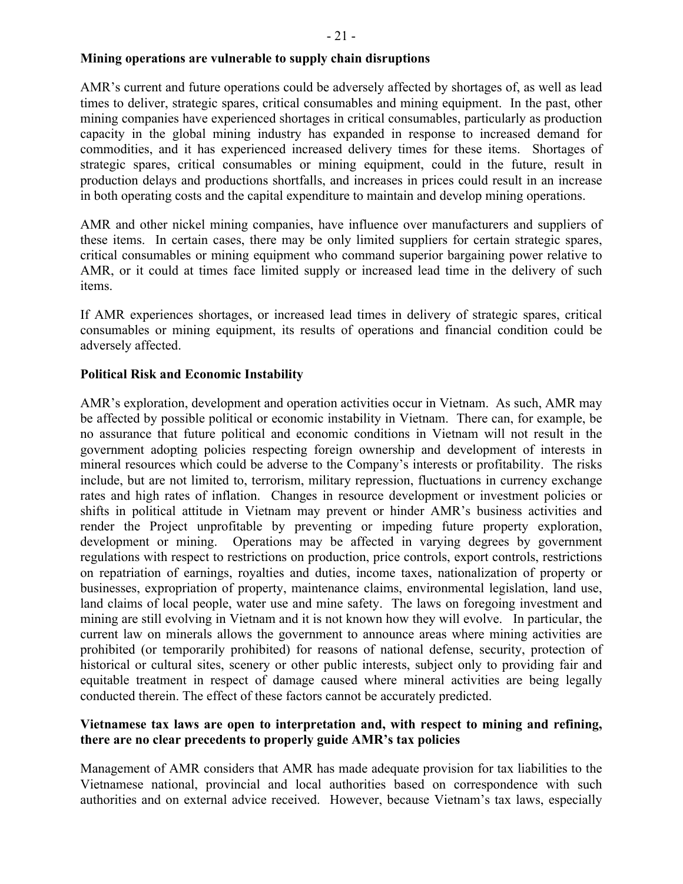**Mining operations are vulnerable to supply chain disruptions**

AMR's current and future operations could be adversely affected by shortages of, as well as lead times to deliver, strategic spares, critical consumables and mining equipment. In the past, other mining companies have experienced shortages in critical consumables, particularly as production capacity in the global mining industry has expanded in response to increased demand for commodities, and it has experienced increased delivery times for these items. Shortages of strategic spares, critical consumables or mining equipment, could in the future, result in production delays and productions shortfalls, and increases in prices could result in an increase in both operating costs and the capital expenditure to maintain and develop mining operations.

AMR and other nickel mining companies, have influence over manufacturers and suppliers of these items. In certain cases, there may be only limited suppliers for certain strategic spares, critical consumables or mining equipment who command superior bargaining power relative to AMR, or it could at times face limited supply or increased lead time in the delivery of such items.

If AMR experiences shortages, or increased lead times in delivery of strategic spares, critical consumables or mining equipment, its results of operations and financial condition could be adversely affected.

**Political Risk and Economic Instability**

AMR's exploration, development and operation activities occur in Vietnam. As such, AMR may be affected by possible political or economic instability in Vietnam. There can, for example, be no assurance that future political and economic conditions in Vietnam will not result in the government adopting policies respecting foreign ownership and development of interests in mineral resources which could be adverse to the Company's interests or profitability. The risks include, but are not limited to, terrorism, military repression, fluctuations in currency exchange rates and high rates of inflation. Changes in resource development or investment policies or shifts in political attitude in Vietnam may prevent or hinder AMR's business activities and render the Project unprofitable by preventing or impeding future property exploration, development or mining. Operations may be affected in varying degrees by government regulations with respect to restrictions on production, price controls, export controls, restrictions on repatriation of earnings, royalties and duties, income taxes, nationalization of property or businesses, expropriation of property, maintenance claims, environmental legislation, land use, land claims of local people, water use and mine safety. The laws on foregoing investment and mining are still evolving in Vietnam and it is not known how they will evolve. In particular, the current law on minerals allows the government to announce areas where mining activities are prohibited (or temporarily prohibited) for reasons of national defense, security, protection of historical or cultural sites, scenery or other public interests, subject only to providing fair and equitable treatment in respect of damage caused where mineral activities are being legally conducted therein. The effect of these factors cannot be accurately predicted.

**Vietnamese tax laws are open to interpretation and, with respect to mining and refining, there are no clear precedents to properly guide AMR's tax policies**

Management of AMR considers that AMR has made adequate provision for tax liabilities to the Vietnamese national, provincial and local authorities based on correspondence with such authorities and on external advice received. However, because Vietnam's tax laws, especially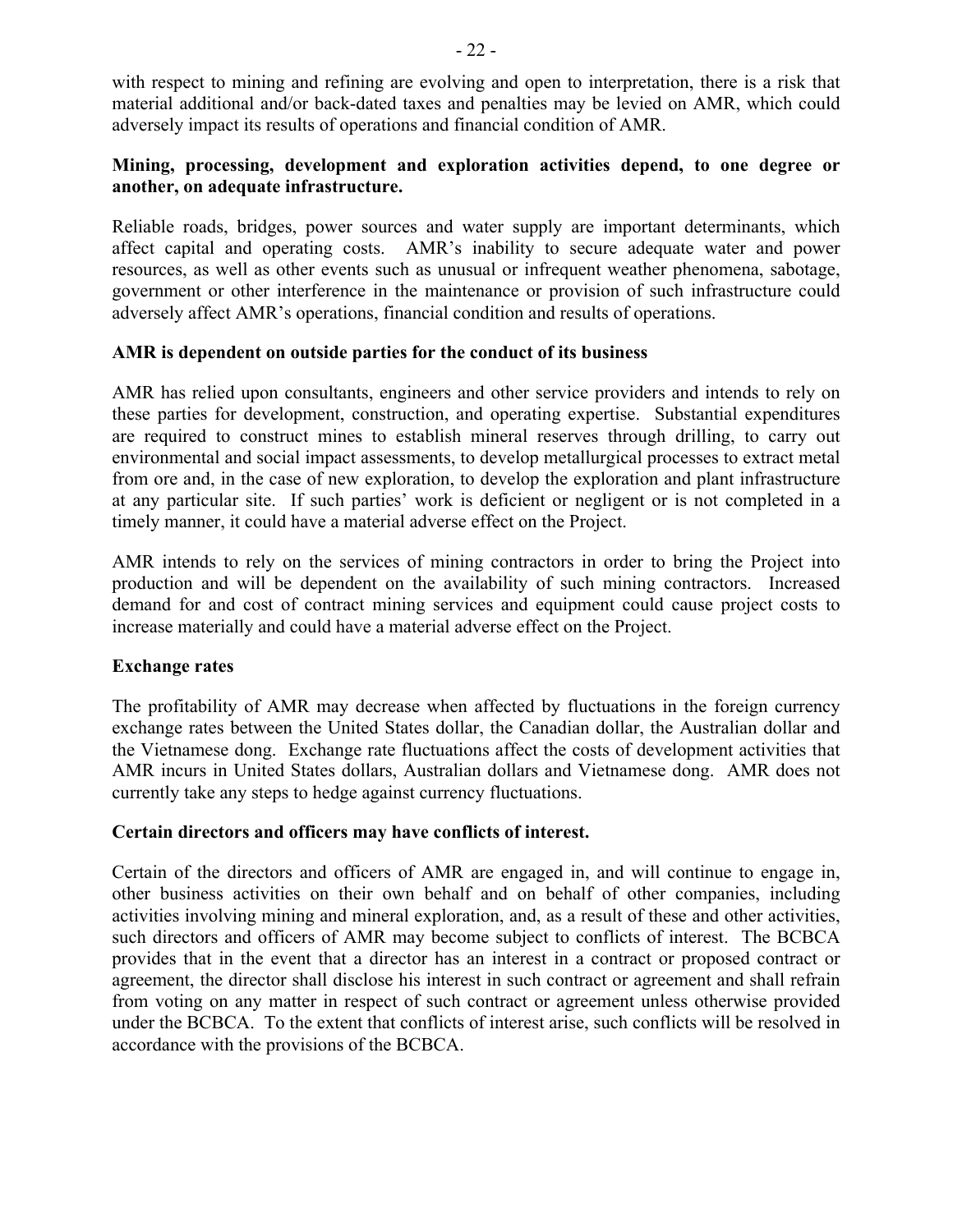with respect to mining and refining are evolving and open to interpretation, there is a risk that material additional and/or back-dated taxes and penalties may be levied on AMR, which could adversely impact its results of operations and financial condition of AMR.

**Mining, processing, development and exploration activities depend, to one degree or another, on adequate infrastructure.**

Reliable roads, bridges, power sources and water supply are important determinants, which affect capital and operating costs. AMR's inability to secure adequate water and power resources, as well as other events such as unusual or infrequent weather phenomena, sabotage, government or other interference in the maintenance or provision of such infrastructure could adversely affect AMR's operations, financial condition and results of operations.

**AMR is dependent on outside parties for the conduct of its business**

AMR has relied upon consultants, engineers and other service providers and intends to rely on these parties for development, construction, and operating expertise. Substantial expenditures are required to construct mines to establish mineral reserves through drilling, to carry out environmental and social impact assessments, to develop metallurgical processes to extract metal from ore and, in the case of new exploration, to develop the exploration and plant infrastructure at any particular site. If such parties' work is deficient or negligent or is not completed in a timely manner, it could have a material adverse effect on the Project.

AMR intends to rely on the services of mining contractors in order to bring the Project into production and will be dependent on the availability of such mining contractors. Increased demand for and cost of contract mining services and equipment could cause project costs to increase materially and could have a material adverse effect on the Project.

**Exchange rates**

The profitability of AMR may decrease when affected by fluctuations in the foreign currency exchange rates between the United States dollar, the Canadian dollar, the Australian dollar and the Vietnamese dong. Exchange rate fluctuations affect the costs of development activities that AMR incurs in United States dollars, Australian dollars and Vietnamese dong. AMR does not currently take any steps to hedge against currency fluctuations.

**Certain directors and officers may have conflicts of interest.**

Certain of the directors and officers of AMR are engaged in, and will continue to engage in, other business activities on their own behalf and on behalf of other companies, including activities involving mining and mineral exploration, and, as a result of these and other activities, such directors and officers of AMR may become subject to conflicts of interest. The BCBCA provides that in the event that a director has an interest in a contract or proposed contract or agreement, the director shall disclose his interest in such contract or agreement and shall refrain from voting on any matter in respect of such contract or agreement unless otherwise provided under the BCBCA. To the extent that conflicts of interest arise, such conflicts will be resolved in accordance with the provisions of the BCBCA.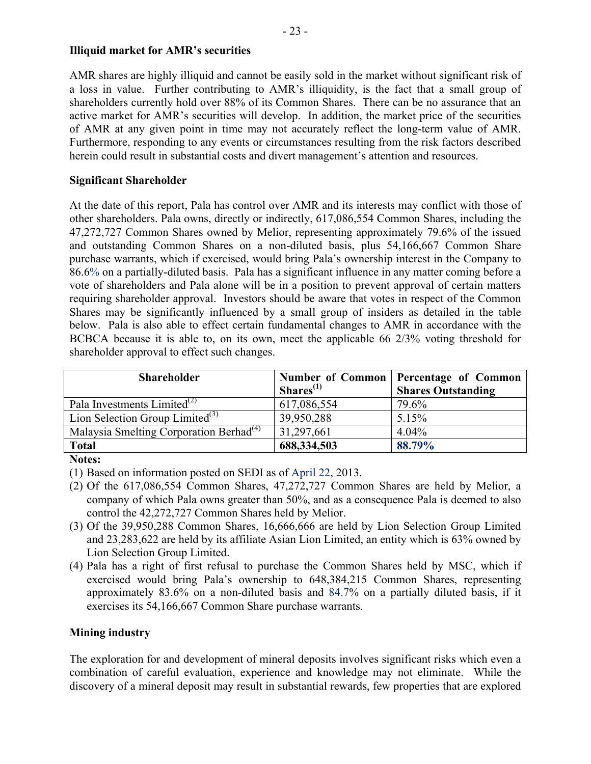**Illiquid market for AMR's securities**

AMR shares are highly illiquid and cannot be easily sold in the market without significant risk of a loss in value. Further contributing to AMR's illiquidity, is the fact that a small group of shareholders currently hold over 88% of its Common Shares. There can be no assurance that an active market for AMR's securities will develop. In addition, the market price of the securities of AMR at any given point in time may not accurately reflect the long-term value of AMR. Furthermore, responding to any events or circumstances resulting from the risk factors described herein could result in substantial costs and divert management's attention and resources.

**Significant Shareholder**

At the date of this report, Pala has control over AMR and its interests may conflict with those of other shareholders. Pala owns, directly or indirectly, 617,086,554 Common Shares, including the 47,272,727 Common Shares owned by Melior, representing approximately 79.6% of the issued and outstanding Common Shares on a non-diluted basis, plus 54,166,667 Common Share purchase warrants, which if exercised, would bring Pala's ownership interest in the Company to 86.6% on a partially-diluted basis. Pala has a significant influence in any matter coming before a vote of shareholders and Pala alone will be in a position to prevent approval of certain matters requiring shareholder approval. Investors should be aware that votes in respect of the Common Shares may be significantly influenced by a small group of insiders as detailed in the table below. Pala is also able to effect certain fundamental changes to AMR in accordance with the BCBCA because it is able to, on its own, meet the applicable 66 2/3% voting threshold for shareholder approval to effect such changes.

| Shareholder | Number of Common Shares[1] | Percentage of Common Shares Outstanding |
|---|---|---|
| Pala Investments Limited[2] | 617,086,554 | 79.6% |
| Lion Selection Group Limited[3] | 39,950,288 | 5.15% |
| Malaysia Smelting Corporation Berhad[4] | 31,297,661 | 4.04% |
| **Total** | **688,334,503** | **88.79%** |

**Notes:**

(1) Based on information posted on SEDI as of April 22, 2013.

(2) Of the 617,086,554 Common Shares, 47,272,727 Common Shares are held by Melior, a company of which Pala owns greater than 50%, and as a consequence Pala is deemed to also control the 42,272,727 Common Shares held by Melior.

(3) Of the 39,950,288 Common Shares, 16,666,666 are held by Lion Selection Group Limited and 23,283,622 are held by its affiliate Asian Lion Limited, an entity which is 63% owned by Lion Selection Group Limited.

(4) Pala has a right of first refusal to purchase the Common Shares held by MSC, which if exercised would bring Pala's ownership to 648,384,215 Common Shares, representing approximately 83.6% on a non-diluted basis and 84.7% on a partially diluted basis, if it exercises its 54,166,667 Common Share purchase warrants.

**Mining industry**

The exploration for and development of mineral deposits involves significant risks which even a combination of careful evaluation, experience and knowledge may not eliminate. While the discovery of a mineral deposit may result in substantial rewards, few properties that are explored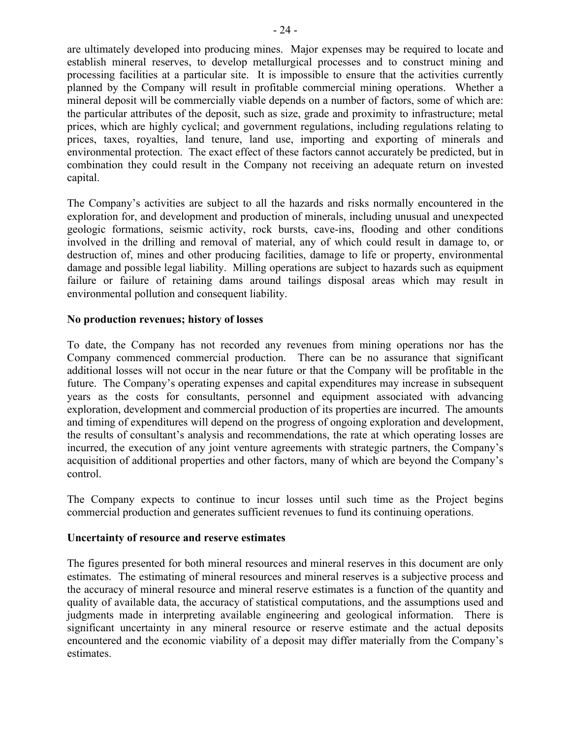are ultimately developed into producing mines. Major expenses may be required to locate and establish mineral reserves, to develop metallurgical processes and to construct mining and processing facilities at a particular site. It is impossible to ensure that the activities currently planned by the Company will result in profitable commercial mining operations. Whether a mineral deposit will be commercially viable depends on a number of factors, some of which are: the particular attributes of the deposit, such as size, grade and proximity to infrastructure; metal prices, which are highly cyclical; and government regulations, including regulations relating to prices, taxes, royalties, land tenure, land use, importing and exporting of minerals and environmental protection. The exact effect of these factors cannot accurately be predicted, but in combination they could result in the Company not receiving an adequate return on invested capital.

The Company's activities are subject to all the hazards and risks normally encountered in the exploration for, and development and production of minerals, including unusual and unexpected geologic formations, seismic activity, rock bursts, cave-ins, flooding and other conditions involved in the drilling and removal of material, any of which could result in damage to, or destruction of, mines and other producing facilities, damage to life or property, environmental damage and possible legal liability. Milling operations are subject to hazards such as equipment failure or failure of retaining dams around tailings disposal areas which may result in environmental pollution and consequent liability.

**No production revenues; history of losses**

To date, the Company has not recorded any revenues from mining operations nor has the Company commenced commercial production. There can be no assurance that significant additional losses will not occur in the near future or that the Company will be profitable in the future. The Company's operating expenses and capital expenditures may increase in subsequent years as the costs for consultants, personnel and equipment associated with advancing exploration, development and commercial production of its properties are incurred. The amounts and timing of expenditures will depend on the progress of ongoing exploration and development, the results of consultant's analysis and recommendations, the rate at which operating losses are incurred, the execution of any joint venture agreements with strategic partners, the Company's acquisition of additional properties and other factors, many of which are beyond the Company's control.

The Company expects to continue to incur losses until such time as the Project begins commercial production and generates sufficient revenues to fund its continuing operations.

**Uncertainty of resource and reserve estimates**

The figures presented for both mineral resources and mineral reserves in this document are only estimates. The estimating of mineral resources and mineral reserves is a subjective process and the accuracy of mineral resource and mineral reserve estimates is a function of the quantity and quality of available data, the accuracy of statistical computations, and the assumptions used and judgments made in interpreting available engineering and geological information. There is significant uncertainty in any mineral resource or reserve estimate and the actual deposits encountered and the economic viability of a deposit may differ materially from the Company's estimates.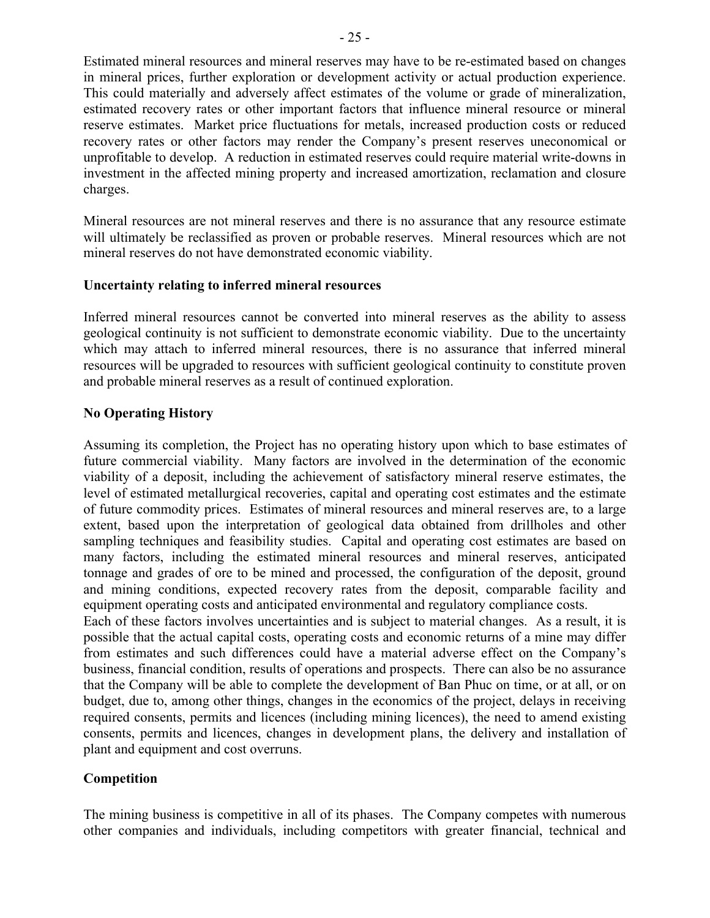Estimated mineral resources and mineral reserves may have to be re-estimated based on changes in mineral prices, further exploration or development activity or actual production experience. This could materially and adversely affect estimates of the volume or grade of mineralization, estimated recovery rates or other important factors that influence mineral resource or mineral reserve estimates. Market price fluctuations for metals, increased production costs or reduced recovery rates or other factors may render the Company's present reserves uneconomical or unprofitable to develop. A reduction in estimated reserves could require material write-downs in investment in the affected mining property and increased amortization, reclamation and closure charges.

Mineral resources are not mineral reserves and there is no assurance that any resource estimate will ultimately be reclassified as proven or probable reserves. Mineral resources which are not mineral reserves do not have demonstrated economic viability.

**Uncertainty relating to inferred mineral resources**

Inferred mineral resources cannot be converted into mineral reserves as the ability to assess geological continuity is not sufficient to demonstrate economic viability. Due to the uncertainty which may attach to inferred mineral resources, there is no assurance that inferred mineral resources will be upgraded to resources with sufficient geological continuity to constitute proven and probable mineral reserves as a result of continued exploration.

**No Operating History**

Assuming its completion, the Project has no operating history upon which to base estimates of future commercial viability. Many factors are involved in the determination of the economic viability of a deposit, including the achievement of satisfactory mineral reserve estimates, the level of estimated metallurgical recoveries, capital and operating cost estimates and the estimate of future commodity prices. Estimates of mineral resources and mineral reserves are, to a large extent, based upon the interpretation of geological data obtained from drillholes and other sampling techniques and feasibility studies. Capital and operating cost estimates are based on many factors, including the estimated mineral resources and mineral reserves, anticipated tonnage and grades of ore to be mined and processed, the configuration of the deposit, ground and mining conditions, expected recovery rates from the deposit, comparable facility and equipment operating costs and anticipated environmental and regulatory compliance costs.
Each of these factors involves uncertainties and is subject to material changes. As a result, it is possible that the actual capital costs, operating costs and economic returns of a mine may differ from estimates and such differences could have a material adverse effect on the Company's business, financial condition, results of operations and prospects. There can also be no assurance that the Company will be able to complete the development of Ban Phuc on time, or at all, or on budget, due to, among other things, changes in the economics of the project, delays in receiving required consents, permits and licences (including mining licences), the need to amend existing consents, permits and licences, changes in development plans, the delivery and installation of plant and equipment and cost overruns.

**Competition**

The mining business is competitive in all of its phases. The Company competes with numerous other companies and individuals, including competitors with greater financial, technical and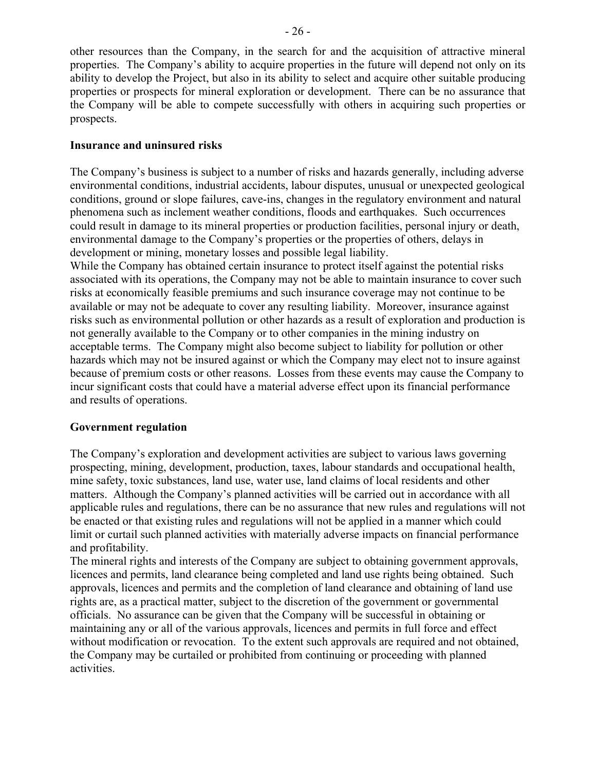other resources than the Company, in the search for and the acquisition of attractive mineral properties. The Company's ability to acquire properties in the future will depend not only on its ability to develop the Project, but also in its ability to select and acquire other suitable producing properties or prospects for mineral exploration or development. There can be no assurance that the Company will be able to compete successfully with others in acquiring such properties or prospects.

**Insurance and uninsured risks**

The Company's business is subject to a number of risks and hazards generally, including adverse environmental conditions, industrial accidents, labour disputes, unusual or unexpected geological conditions, ground or slope failures, cave-ins, changes in the regulatory environment and natural phenomena such as inclement weather conditions, floods and earthquakes. Such occurrences could result in damage to its mineral properties or production facilities, personal injury or death, environmental damage to the Company's properties or the properties of others, delays in development or mining, monetary losses and possible legal liability.

While the Company has obtained certain insurance to protect itself against the potential risks associated with its operations, the Company may not be able to maintain insurance to cover such risks at economically feasible premiums and such insurance coverage may not continue to be available or may not be adequate to cover any resulting liability. Moreover, insurance against risks such as environmental pollution or other hazards as a result of exploration and production is not generally available to the Company or to other companies in the mining industry on acceptable terms. The Company might also become subject to liability for pollution or other hazards which may not be insured against or which the Company may elect not to insure against because of premium costs or other reasons. Losses from these events may cause the Company to incur significant costs that could have a material adverse effect upon its financial performance and results of operations.

**Government regulation**

The Company's exploration and development activities are subject to various laws governing prospecting, mining, development, production, taxes, labour standards and occupational health, mine safety, toxic substances, land use, water use, land claims of local residents and other matters. Although the Company's planned activities will be carried out in accordance with all applicable rules and regulations, there can be no assurance that new rules and regulations will not be enacted or that existing rules and regulations will not be applied in a manner which could limit or curtail such planned activities with materially adverse impacts on financial performance and profitability.

The mineral rights and interests of the Company are subject to obtaining government approvals, licences and permits, land clearance being completed and land use rights being obtained. Such approvals, licences and permits and the completion of land clearance and obtaining of land use rights are, as a practical matter, subject to the discretion of the government or governmental officials. No assurance can be given that the Company will be successful in obtaining or maintaining any or all of the various approvals, licences and permits in full force and effect without modification or revocation. To the extent such approvals are required and not obtained, the Company may be curtailed or prohibited from continuing or proceeding with planned activities.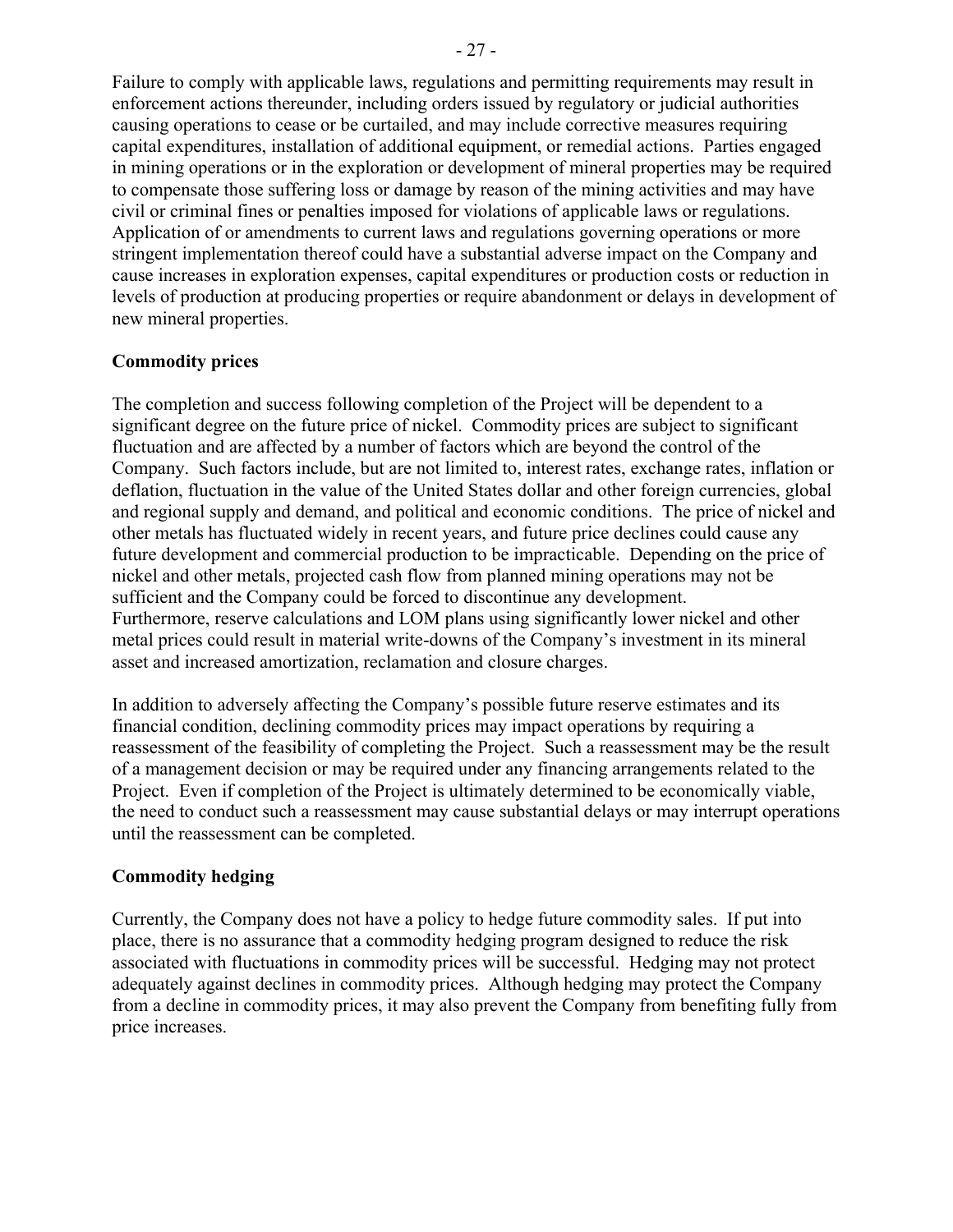Failure to comply with applicable laws, regulations and permitting requirements may result in enforcement actions thereunder, including orders issued by regulatory or judicial authorities causing operations to cease or be curtailed, and may include corrective measures requiring capital expenditures, installation of additional equipment, or remedial actions. Parties engaged in mining operations or in the exploration or development of mineral properties may be required to compensate those suffering loss or damage by reason of the mining activities and may have civil or criminal fines or penalties imposed for violations of applicable laws or regulations. Application of or amendments to current laws and regulations governing operations or more stringent implementation thereof could have a substantial adverse impact on the Company and cause increases in exploration expenses, capital expenditures or production costs or reduction in levels of production at producing properties or require abandonment or delays in development of new mineral properties.

**Commodity prices**

The completion and success following completion of the Project will be dependent to a significant degree on the future price of nickel. Commodity prices are subject to significant fluctuation and are affected by a number of factors which are beyond the control of the Company. Such factors include, but are not limited to, interest rates, exchange rates, inflation or deflation, fluctuation in the value of the United States dollar and other foreign currencies, global and regional supply and demand, and political and economic conditions. The price of nickel and other metals has fluctuated widely in recent years, and future price declines could cause any future development and commercial production to be impracticable. Depending on the price of nickel and other metals, projected cash flow from planned mining operations may not be sufficient and the Company could be forced to discontinue any development. Furthermore, reserve calculations and LOM plans using significantly lower nickel and other metal prices could result in material write-downs of the Company's investment in its mineral asset and increased amortization, reclamation and closure charges.

In addition to adversely affecting the Company's possible future reserve estimates and its financial condition, declining commodity prices may impact operations by requiring a reassessment of the feasibility of completing the Project. Such a reassessment may be the result of a management decision or may be required under any financing arrangements related to the Project. Even if completion of the Project is ultimately determined to be economically viable, the need to conduct such a reassessment may cause substantial delays or may interrupt operations until the reassessment can be completed.

**Commodity hedging**

Currently, the Company does not have a policy to hedge future commodity sales. If put into place, there is no assurance that a commodity hedging program designed to reduce the risk associated with fluctuations in commodity prices will be successful. Hedging may not protect adequately against declines in commodity prices. Although hedging may protect the Company from a decline in commodity prices, it may also prevent the Company from benefiting fully from price increases.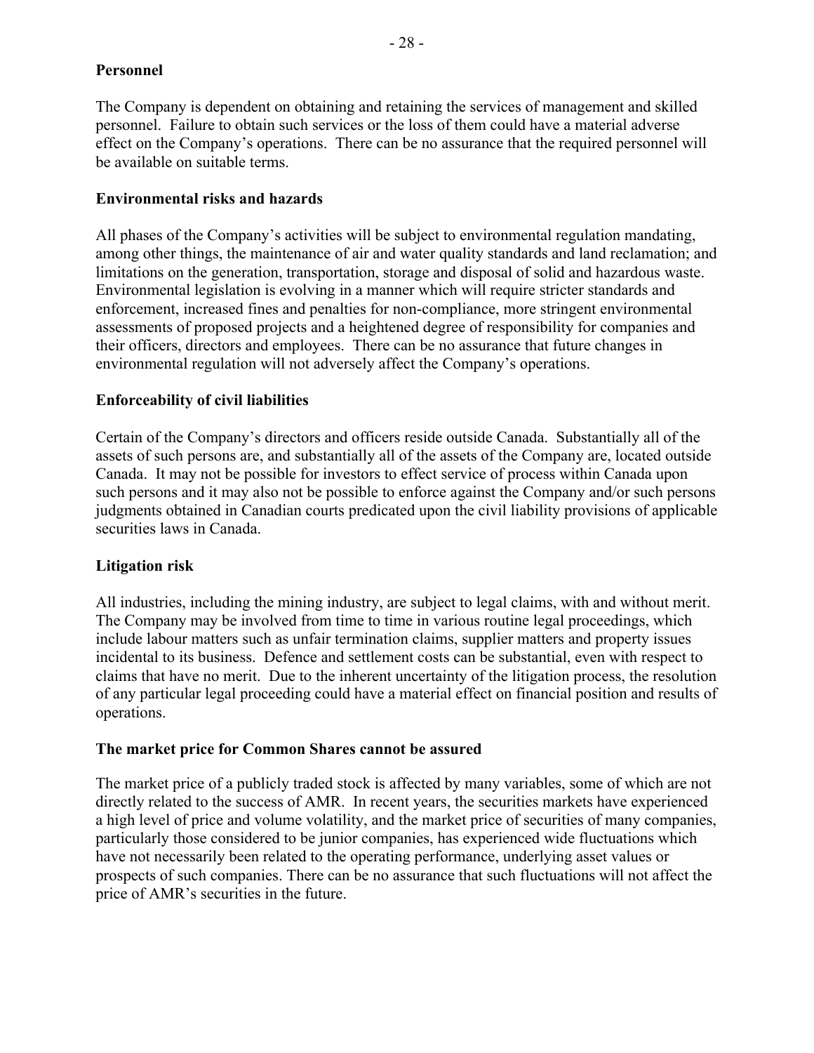**Personnel**

The Company is dependent on obtaining and retaining the services of management and skilled personnel. Failure to obtain such services or the loss of them could have a material adverse effect on the Company's operations. There can be no assurance that the required personnel will be available on suitable terms.

**Environmental risks and hazards**

All phases of the Company's activities will be subject to environmental regulation mandating, among other things, the maintenance of air and water quality standards and land reclamation; and limitations on the generation, transportation, storage and disposal of solid and hazardous waste. Environmental legislation is evolving in a manner which will require stricter standards and enforcement, increased fines and penalties for non-compliance, more stringent environmental assessments of proposed projects and a heightened degree of responsibility for companies and their officers, directors and employees. There can be no assurance that future changes in environmental regulation will not adversely affect the Company's operations.

**Enforceability of civil liabilities**

Certain of the Company's directors and officers reside outside Canada. Substantially all of the assets of such persons are, and substantially all of the assets of the Company are, located outside Canada. It may not be possible for investors to effect service of process within Canada upon such persons and it may also not be possible to enforce against the Company and/or such persons judgments obtained in Canadian courts predicated upon the civil liability provisions of applicable securities laws in Canada.

**Litigation risk**

All industries, including the mining industry, are subject to legal claims, with and without merit. The Company may be involved from time to time in various routine legal proceedings, which include labour matters such as unfair termination claims, supplier matters and property issues incidental to its business. Defence and settlement costs can be substantial, even with respect to claims that have no merit. Due to the inherent uncertainty of the litigation process, the resolution of any particular legal proceeding could have a material effect on financial position and results of operations.

**The market price for Common Shares cannot be assured**

The market price of a publicly traded stock is affected by many variables, some of which are not directly related to the success of AMR. In recent years, the securities markets have experienced a high level of price and volume volatility, and the market price of securities of many companies, particularly those considered to be junior companies, has experienced wide fluctuations which have not necessarily been related to the operating performance, underlying asset values or prospects of such companies. There can be no assurance that such fluctuations will not affect the price of AMR's securities in the future.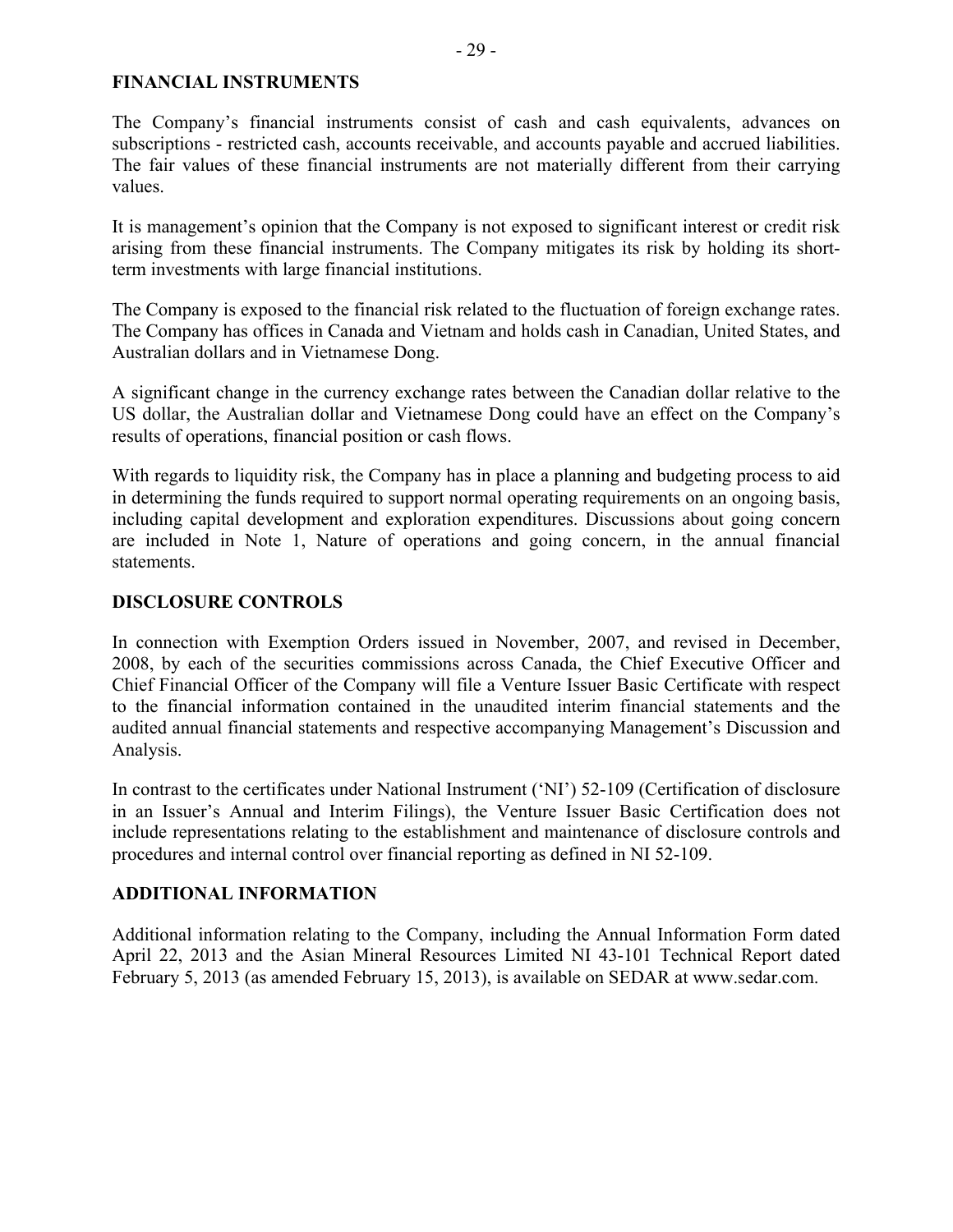## FINANCIAL INSTRUMENTS

The Company's financial instruments consist of cash and cash equivalents, advances on subscriptions - restricted cash, accounts receivable, and accounts payable and accrued liabilities. The fair values of these financial instruments are not materially different from their carrying values.

It is management's opinion that the Company is not exposed to significant interest or credit risk arising from these financial instruments. The Company mitigates its risk by holding its short-term investments with large financial institutions.

The Company is exposed to the financial risk related to the fluctuation of foreign exchange rates. The Company has offices in Canada and Vietnam and holds cash in Canadian, United States, and Australian dollars and in Vietnamese Dong.

A significant change in the currency exchange rates between the Canadian dollar relative to the US dollar, the Australian dollar and Vietnamese Dong could have an effect on the Company's results of operations, financial position or cash flows.

With regards to liquidity risk, the Company has in place a planning and budgeting process to aid in determining the funds required to support normal operating requirements on an ongoing basis, including capital development and exploration expenditures. Discussions about going concern are included in Note 1, Nature of operations and going concern, in the annual financial statements.

## DISCLOSURE CONTROLS

In connection with Exemption Orders issued in November, 2007, and revised in December, 2008, by each of the securities commissions across Canada, the Chief Executive Officer and Chief Financial Officer of the Company will file a Venture Issuer Basic Certificate with respect to the financial information contained in the unaudited interim financial statements and the audited annual financial statements and respective accompanying Management's Discussion and Analysis.

In contrast to the certificates under National Instrument ('NI') 52-109 (Certification of disclosure in an Issuer's Annual and Interim Filings), the Venture Issuer Basic Certification does not include representations relating to the establishment and maintenance of disclosure controls and procedures and internal control over financial reporting as defined in NI 52-109.

## ADDITIONAL INFORMATION

Additional information relating to the Company, including the Annual Information Form dated April 22, 2013 and the Asian Mineral Resources Limited NI 43-101 Technical Report dated February 5, 2013 (as amended February 15, 2013), is available on SEDAR at www.sedar.com.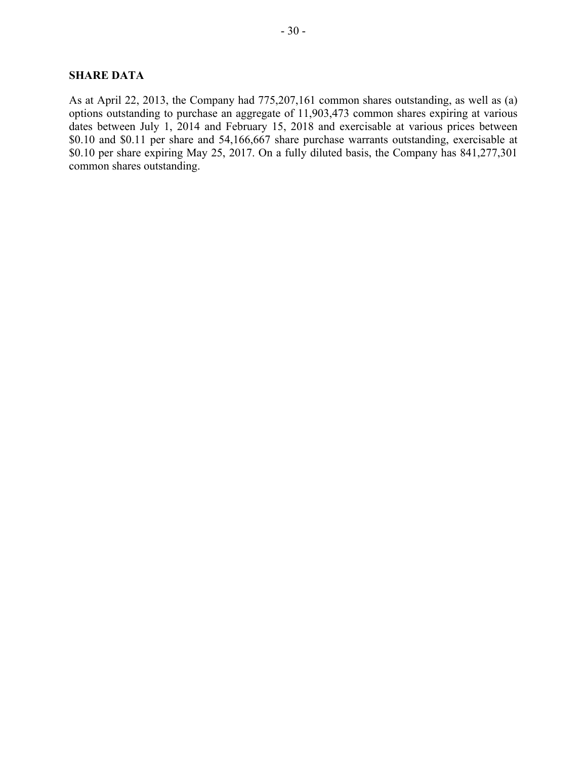## SHARE DATA

As at April 22, 2013, the Company had 775,207,161 common shares outstanding, as well as (a) options outstanding to purchase an aggregate of 11,903,473 common shares expiring at various dates between July 1, 2014 and February 15, 2018 and exercisable at various prices between $0.10 and $0.11 per share and 54,166,667 share purchase warrants outstanding, exercisable at $0.10 per share expiring May 25, 2017. On a fully diluted basis, the Company has 841,277,301 common shares outstanding.